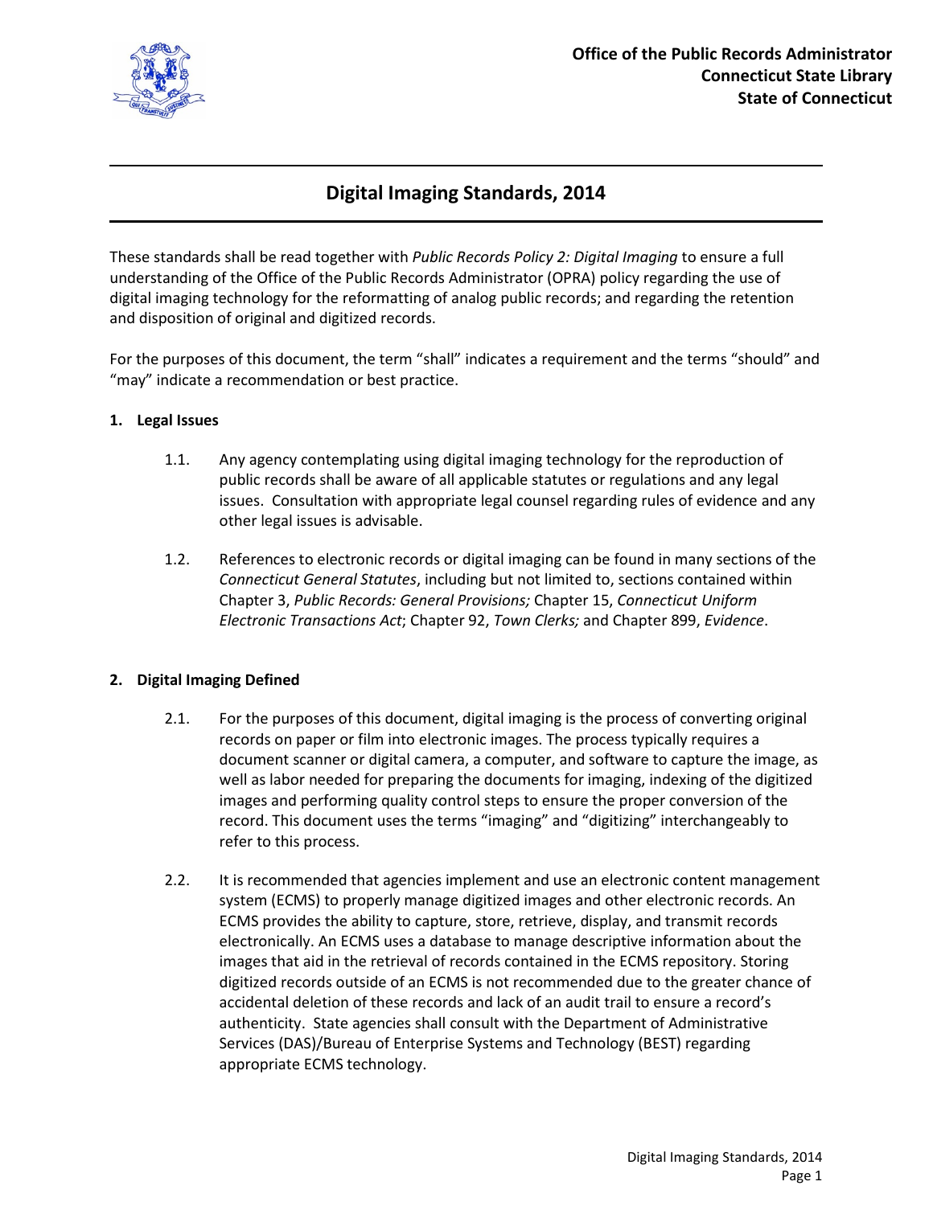Office of the Public Records Administrator
Connecticut State Library
State of Connecticut

# Digital Imaging Standards, 2014

These standards shall be read together with *Public Records Policy 2: Digital Imaging* to ensure a full understanding of the Office of the Public Records Administrator (OPRA) policy regarding the use of digital imaging technology for the reformatting of analog public records; and regarding the retention and disposition of original and digitized records.

For the purposes of this document, the term "shall" indicates a requirement and the terms "should" and "may" indicate a recommendation or best practice.

## 1. Legal Issues

1.1. Any agency contemplating using digital imaging technology for the reproduction of public records shall be aware of all applicable statutes or regulations and any legal issues. Consultation with appropriate legal counsel regarding rules of evidence and any other legal issues is advisable.

1.2. References to electronic records or digital imaging can be found in many sections of the *Connecticut General Statutes*, including but not limited to, sections contained within Chapter 3, *Public Records: General Provisions;* Chapter 15, *Connecticut Uniform Electronic Transactions Act*; Chapter 92, *Town Clerks;* and Chapter 899, *Evidence*.

## 2. Digital Imaging Defined

2.1. For the purposes of this document, digital imaging is the process of converting original records on paper or film into electronic images. The process typically requires a document scanner or digital camera, a computer, and software to capture the image, as well as labor needed for preparing the documents for imaging, indexing of the digitized images and performing quality control steps to ensure the proper conversion of the record. This document uses the terms "imaging" and "digitizing" interchangeably to refer to this process.

2.2. It is recommended that agencies implement and use an electronic content management system (ECMS) to properly manage digitized images and other electronic records. An ECMS provides the ability to capture, store, retrieve, display, and transmit records electronically. An ECMS uses a database to manage descriptive information about the images that aid in the retrieval of records contained in the ECMS repository. Storing digitized records outside of an ECMS is not recommended due to the greater chance of accidental deletion of these records and lack of an audit trail to ensure a record's authenticity. State agencies shall consult with the Department of Administrative Services (DAS)/Bureau of Enterprise Systems and Technology (BEST) regarding appropriate ECMS technology.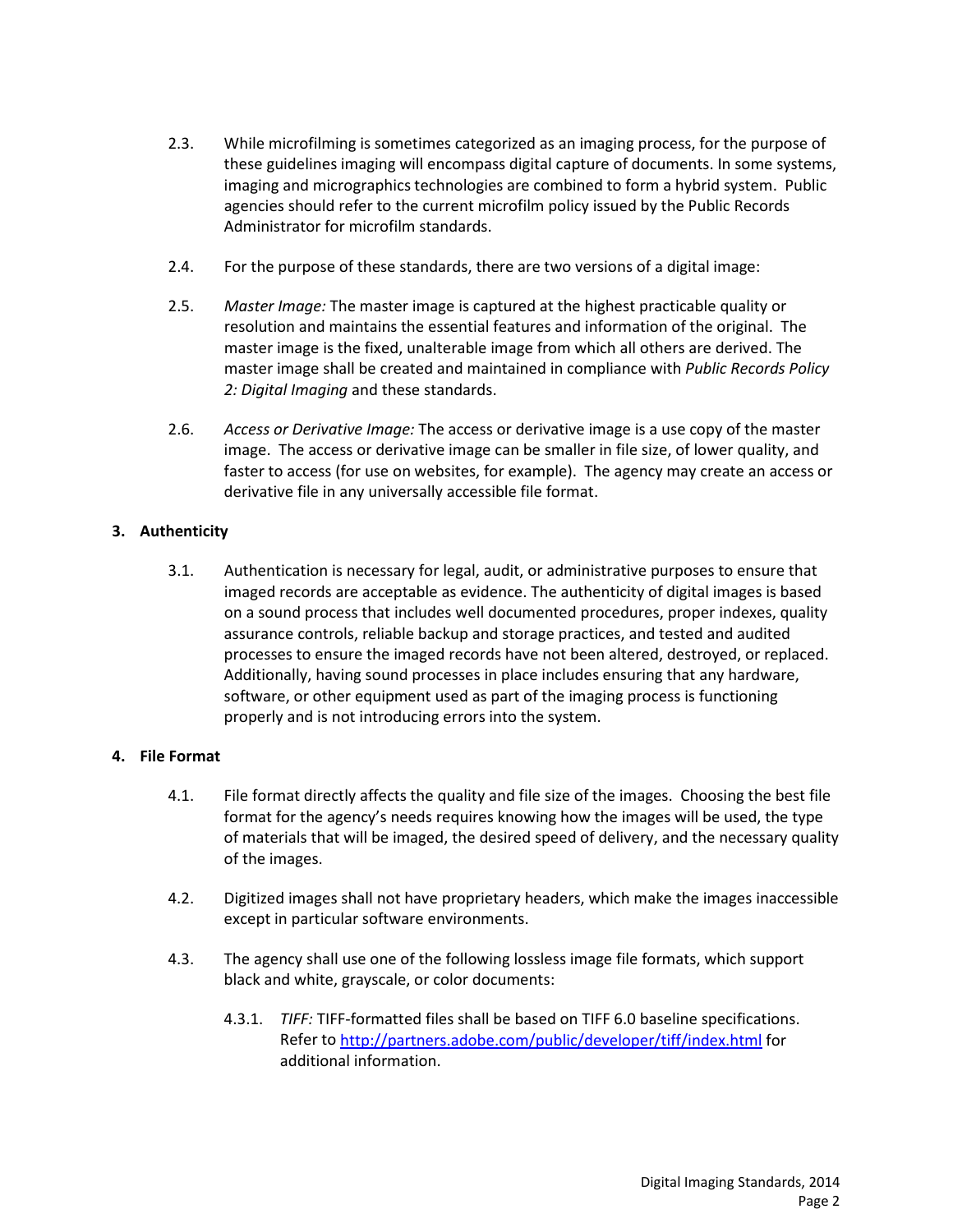2.3. While microfilming is sometimes categorized as an imaging process, for the purpose of these guidelines imaging will encompass digital capture of documents. In some systems, imaging and micrographics technologies are combined to form a hybrid system. Public agencies should refer to the current microfilm policy issued by the Public Records Administrator for microfilm standards.

2.4. For the purpose of these standards, there are two versions of a digital image:

2.5. *Master Image:* The master image is captured at the highest practicable quality or resolution and maintains the essential features and information of the original. The master image is the fixed, unalterable image from which all others are derived. The master image shall be created and maintained in compliance with *Public Records Policy 2: Digital Imaging* and these standards.

2.6. *Access or Derivative Image:* The access or derivative image is a use copy of the master image. The access or derivative image can be smaller in file size, of lower quality, and faster to access (for use on websites, for example). The agency may create an access or derivative file in any universally accessible file format.

## 3. Authenticity

3.1. Authentication is necessary for legal, audit, or administrative purposes to ensure that imaged records are acceptable as evidence. The authenticity of digital images is based on a sound process that includes well documented procedures, proper indexes, quality assurance controls, reliable backup and storage practices, and tested and audited processes to ensure the imaged records have not been altered, destroyed, or replaced. Additionally, having sound processes in place includes ensuring that any hardware, software, or other equipment used as part of the imaging process is functioning properly and is not introducing errors into the system.

## 4. File Format

4.1. File format directly affects the quality and file size of the images. Choosing the best file format for the agency's needs requires knowing how the images will be used, the type of materials that will be imaged, the desired speed of delivery, and the necessary quality of the images.

4.2. Digitized images shall not have proprietary headers, which make the images inaccessible except in particular software environments.

4.3. The agency shall use one of the following lossless image file formats, which support black and white, grayscale, or color documents:

4.3.1. *TIFF:* TIFF-formatted files shall be based on TIFF 6.0 baseline specifications. Refer to http://partners.adobe.com/public/developer/tiff/index.html for additional information.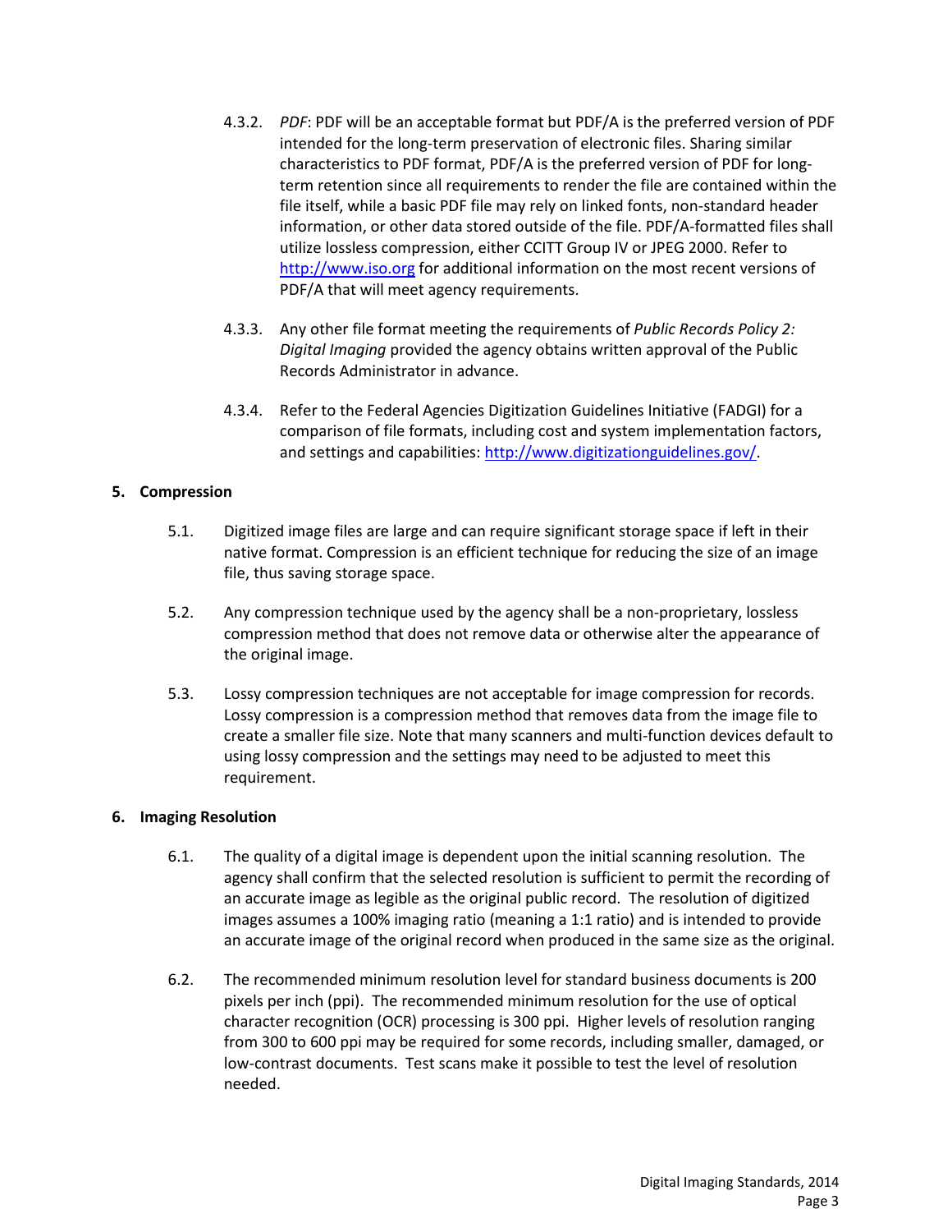4.3.2. *PDF*: PDF will be an acceptable format but PDF/A is the preferred version of PDF intended for the long-term preservation of electronic files. Sharing similar characteristics to PDF format, PDF/A is the preferred version of PDF for long-term retention since all requirements to render the file are contained within the file itself, while a basic PDF file may rely on linked fonts, non-standard header information, or other data stored outside of the file. PDF/A-formatted files shall utilize lossless compression, either CCITT Group IV or JPEG 2000. Refer to http://www.iso.org for additional information on the most recent versions of PDF/A that will meet agency requirements.

4.3.3. Any other file format meeting the requirements of *Public Records Policy 2: Digital Imaging* provided the agency obtains written approval of the Public Records Administrator in advance.

4.3.4. Refer to the Federal Agencies Digitization Guidelines Initiative (FADGI) for a comparison of file formats, including cost and system implementation factors, and settings and capabilities: http://www.digitizationguidelines.gov/.

## 5. Compression

5.1. Digitized image files are large and can require significant storage space if left in their native format. Compression is an efficient technique for reducing the size of an image file, thus saving storage space.

5.2. Any compression technique used by the agency shall be a non-proprietary, lossless compression method that does not remove data or otherwise alter the appearance of the original image.

5.3. Lossy compression techniques are not acceptable for image compression for records. Lossy compression is a compression method that removes data from the image file to create a smaller file size. Note that many scanners and multi-function devices default to using lossy compression and the settings may need to be adjusted to meet this requirement.

## 6. Imaging Resolution

6.1. The quality of a digital image is dependent upon the initial scanning resolution. The agency shall confirm that the selected resolution is sufficient to permit the recording of an accurate image as legible as the original public record. The resolution of digitized images assumes a 100% imaging ratio (meaning a 1:1 ratio) and is intended to provide an accurate image of the original record when produced in the same size as the original.

6.2. The recommended minimum resolution level for standard business documents is 200 pixels per inch (ppi). The recommended minimum resolution for the use of optical character recognition (OCR) processing is 300 ppi. Higher levels of resolution ranging from 300 to 600 ppi may be required for some records, including smaller, damaged, or low-contrast documents. Test scans make it possible to test the level of resolution needed.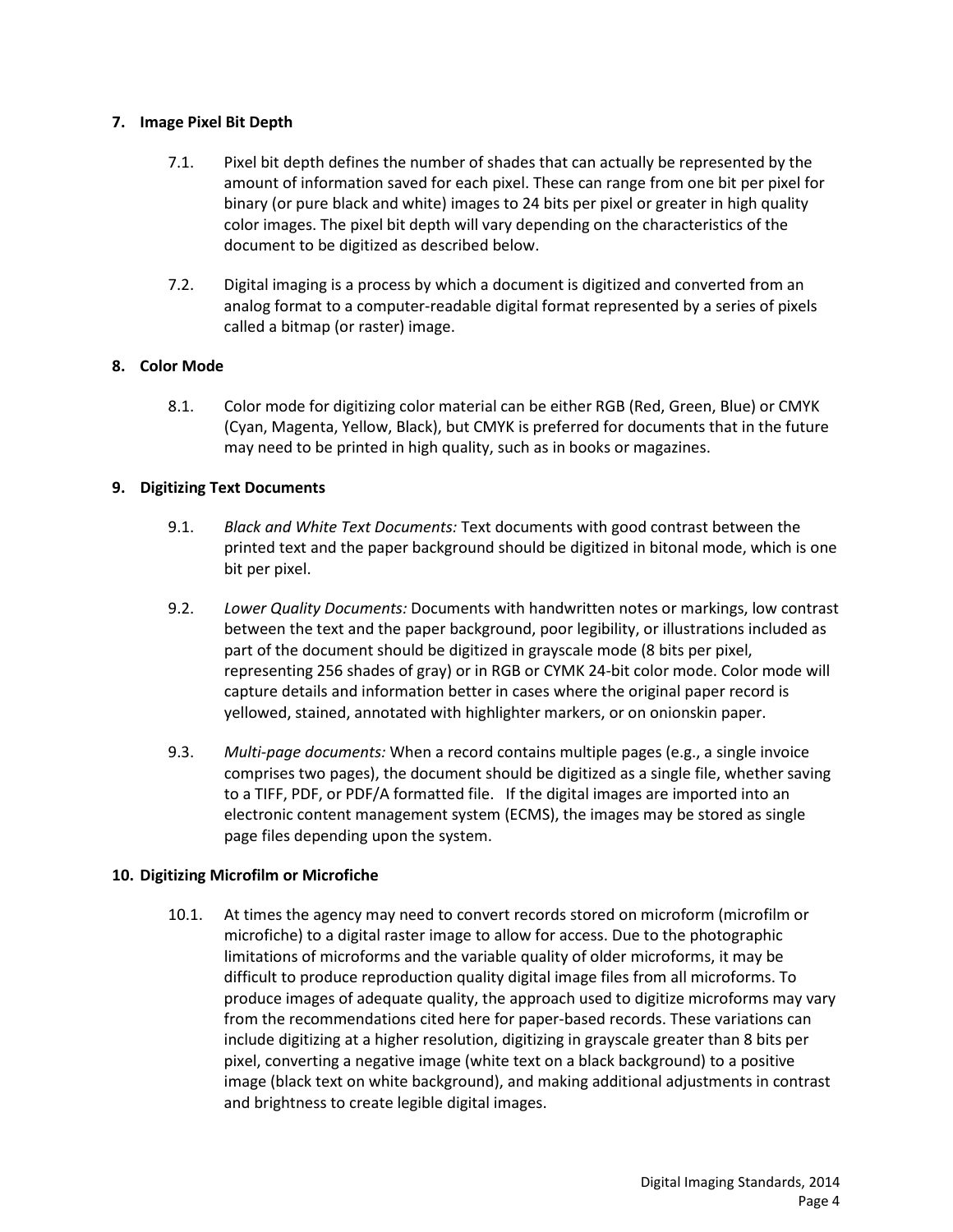## 7. Image Pixel Bit Depth

7.1. Pixel bit depth defines the number of shades that can actually be represented by the amount of information saved for each pixel. These can range from one bit per pixel for binary (or pure black and white) images to 24 bits per pixel or greater in high quality color images. The pixel bit depth will vary depending on the characteristics of the document to be digitized as described below.

7.2. Digital imaging is a process by which a document is digitized and converted from an analog format to a computer-readable digital format represented by a series of pixels called a bitmap (or raster) image.

## 8. Color Mode

8.1. Color mode for digitizing color material can be either RGB (Red, Green, Blue) or CMYK (Cyan, Magenta, Yellow, Black), but CMYK is preferred for documents that in the future may need to be printed in high quality, such as in books or magazines.

## 9. Digitizing Text Documents

9.1. *Black and White Text Documents:* Text documents with good contrast between the printed text and the paper background should be digitized in bitonal mode, which is one bit per pixel.

9.2. *Lower Quality Documents:* Documents with handwritten notes or markings, low contrast between the text and the paper background, poor legibility, or illustrations included as part of the document should be digitized in grayscale mode (8 bits per pixel, representing 256 shades of gray) or in RGB or CYMK 24-bit color mode. Color mode will capture details and information better in cases where the original paper record is yellowed, stained, annotated with highlighter markers, or on onionskin paper.

9.3. *Multi-page documents:* When a record contains multiple pages (e.g., a single invoice comprises two pages), the document should be digitized as a single file, whether saving to a TIFF, PDF, or PDF/A formatted file. If the digital images are imported into an electronic content management system (ECMS), the images may be stored as single page files depending upon the system.

## 10. Digitizing Microfilm or Microfiche

10.1. At times the agency may need to convert records stored on microform (microfilm or microfiche) to a digital raster image to allow for access. Due to the photographic limitations of microforms and the variable quality of older microforms, it may be difficult to produce reproduction quality digital image files from all microforms. To produce images of adequate quality, the approach used to digitize microforms may vary from the recommendations cited here for paper-based records. These variations can include digitizing at a higher resolution, digitizing in grayscale greater than 8 bits per pixel, converting a negative image (white text on a black background) to a positive image (black text on white background), and making additional adjustments in contrast and brightness to create legible digital images.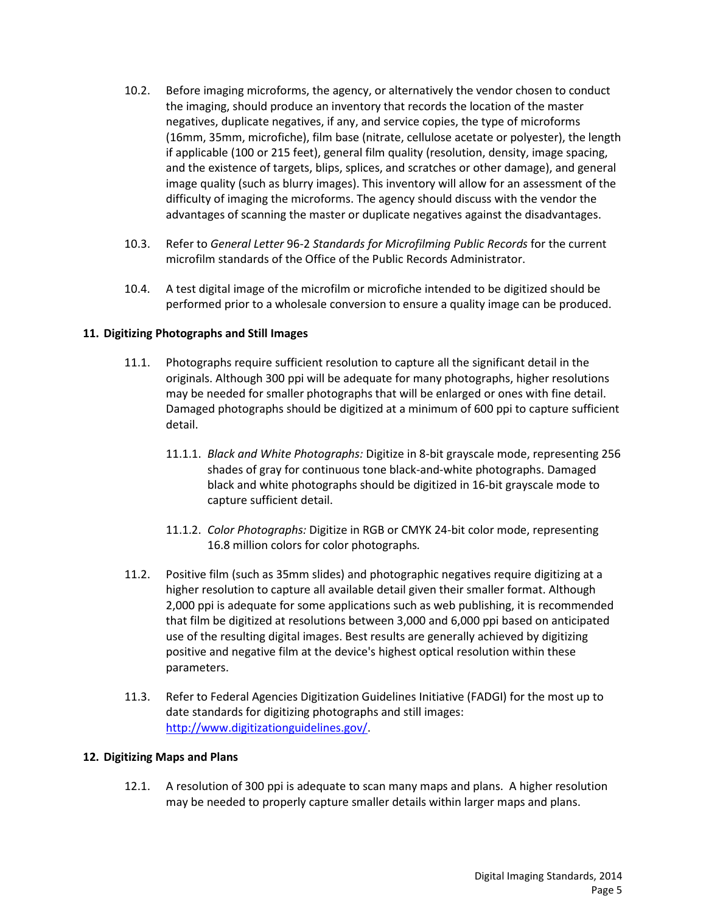10.2. Before imaging microforms, the agency, or alternatively the vendor chosen to conduct the imaging, should produce an inventory that records the location of the master negatives, duplicate negatives, if any, and service copies, the type of microforms (16mm, 35mm, microfiche), film base (nitrate, cellulose acetate or polyester), the length if applicable (100 or 215 feet), general film quality (resolution, density, image spacing, and the existence of targets, blips, splices, and scratches or other damage), and general image quality (such as blurry images). This inventory will allow for an assessment of the difficulty of imaging the microforms. The agency should discuss with the vendor the advantages of scanning the master or duplicate negatives against the disadvantages.

10.3. Refer to *General Letter* 96-2 *Standards for Microfilming Public Records* for the current microfilm standards of the Office of the Public Records Administrator.

10.4. A test digital image of the microfilm or microfiche intended to be digitized should be performed prior to a wholesale conversion to ensure a quality image can be produced.

## 11. Digitizing Photographs and Still Images

11.1. Photographs require sufficient resolution to capture all the significant detail in the originals. Although 300 ppi will be adequate for many photographs, higher resolutions may be needed for smaller photographs that will be enlarged or ones with fine detail. Damaged photographs should be digitized at a minimum of 600 ppi to capture sufficient detail.

11.1.1. *Black and White Photographs:* Digitize in 8-bit grayscale mode, representing 256 shades of gray for continuous tone black-and-white photographs. Damaged black and white photographs should be digitized in 16-bit grayscale mode to capture sufficient detail.

11.1.2. *Color Photographs:* Digitize in RGB or CMYK 24-bit color mode, representing 16.8 million colors for color photographs*.*

11.2. Positive film (such as 35mm slides) and photographic negatives require digitizing at a higher resolution to capture all available detail given their smaller format. Although 2,000 ppi is adequate for some applications such as web publishing, it is recommended that film be digitized at resolutions between 3,000 and 6,000 ppi based on anticipated use of the resulting digital images. Best results are generally achieved by digitizing positive and negative film at the device's highest optical resolution within these parameters.

11.3. Refer to Federal Agencies Digitization Guidelines Initiative (FADGI) for the most up to date standards for digitizing photographs and still images: [http://www.digitizationguidelines.gov/](http://www.digitizationguidelines.gov/).

## 12. Digitizing Maps and Plans

12.1. A resolution of 300 ppi is adequate to scan many maps and plans. A higher resolution may be needed to properly capture smaller details within larger maps and plans.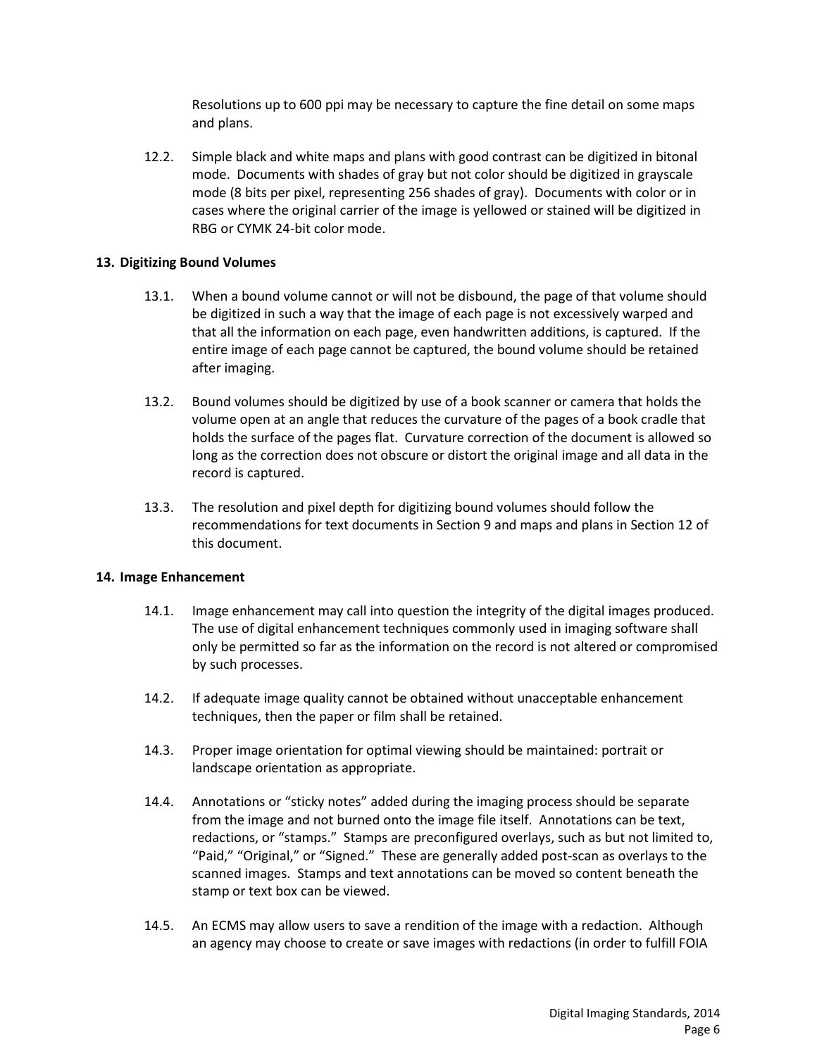Resolutions up to 600 ppi may be necessary to capture the fine detail on some maps and plans.

12.2. Simple black and white maps and plans with good contrast can be digitized in bitonal mode. Documents with shades of gray but not color should be digitized in grayscale mode (8 bits per pixel, representing 256 shades of gray). Documents with color or in cases where the original carrier of the image is yellowed or stained will be digitized in RBG or CYMK 24-bit color mode.

### 13. Digitizing Bound Volumes

13.1. When a bound volume cannot or will not be disbound, the page of that volume should be digitized in such a way that the image of each page is not excessively warped and that all the information on each page, even handwritten additions, is captured. If the entire image of each page cannot be captured, the bound volume should be retained after imaging.

13.2. Bound volumes should be digitized by use of a book scanner or camera that holds the volume open at an angle that reduces the curvature of the pages of a book cradle that holds the surface of the pages flat. Curvature correction of the document is allowed so long as the correction does not obscure or distort the original image and all data in the record is captured.

13.3. The resolution and pixel depth for digitizing bound volumes should follow the recommendations for text documents in Section 9 and maps and plans in Section 12 of this document.

### 14. Image Enhancement

14.1. Image enhancement may call into question the integrity of the digital images produced. The use of digital enhancement techniques commonly used in imaging software shall only be permitted so far as the information on the record is not altered or compromised by such processes.

14.2. If adequate image quality cannot be obtained without unacceptable enhancement techniques, then the paper or film shall be retained.

14.3. Proper image orientation for optimal viewing should be maintained: portrait or landscape orientation as appropriate.

14.4. Annotations or "sticky notes" added during the imaging process should be separate from the image and not burned onto the image file itself. Annotations can be text, redactions, or "stamps." Stamps are preconfigured overlays, such as but not limited to, "Paid," "Original," or "Signed." These are generally added post-scan as overlays to the scanned images. Stamps and text annotations can be moved so content beneath the stamp or text box can be viewed.

14.5. An ECMS may allow users to save a rendition of the image with a redaction. Although an agency may choose to create or save images with redactions (in order to fulfill FOIA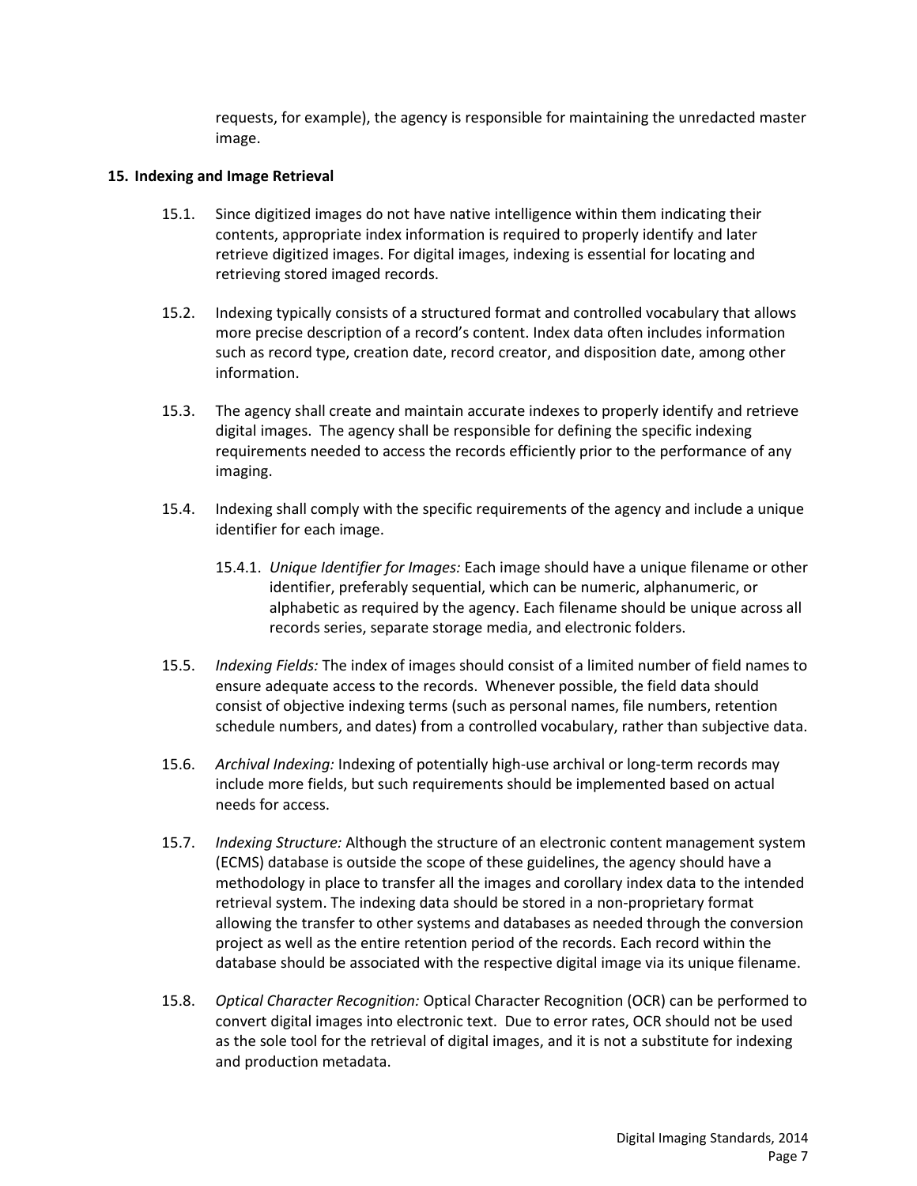requests, for example), the agency is responsible for maintaining the unredacted master image.

## 15. Indexing and Image Retrieval

15.1. Since digitized images do not have native intelligence within them indicating their contents, appropriate index information is required to properly identify and later retrieve digitized images. For digital images, indexing is essential for locating and retrieving stored imaged records.

15.2. Indexing typically consists of a structured format and controlled vocabulary that allows more precise description of a record's content. Index data often includes information such as record type, creation date, record creator, and disposition date, among other information.

15.3. The agency shall create and maintain accurate indexes to properly identify and retrieve digital images. The agency shall be responsible for defining the specific indexing requirements needed to access the records efficiently prior to the performance of any imaging.

15.4. Indexing shall comply with the specific requirements of the agency and include a unique identifier for each image.

15.4.1. *Unique Identifier for Images:* Each image should have a unique filename or other identifier, preferably sequential, which can be numeric, alphanumeric, or alphabetic as required by the agency. Each filename should be unique across all records series, separate storage media, and electronic folders.

15.5. *Indexing Fields:* The index of images should consist of a limited number of field names to ensure adequate access to the records. Whenever possible, the field data should consist of objective indexing terms (such as personal names, file numbers, retention schedule numbers, and dates) from a controlled vocabulary, rather than subjective data.

15.6. *Archival Indexing:* Indexing of potentially high-use archival or long-term records may include more fields, but such requirements should be implemented based on actual needs for access.

15.7. *Indexing Structure:* Although the structure of an electronic content management system (ECMS) database is outside the scope of these guidelines, the agency should have a methodology in place to transfer all the images and corollary index data to the intended retrieval system. The indexing data should be stored in a non-proprietary format allowing the transfer to other systems and databases as needed through the conversion project as well as the entire retention period of the records. Each record within the database should be associated with the respective digital image via its unique filename.

15.8. *Optical Character Recognition:* Optical Character Recognition (OCR) can be performed to convert digital images into electronic text. Due to error rates, OCR should not be used as the sole tool for the retrieval of digital images, and it is not a substitute for indexing and production metadata.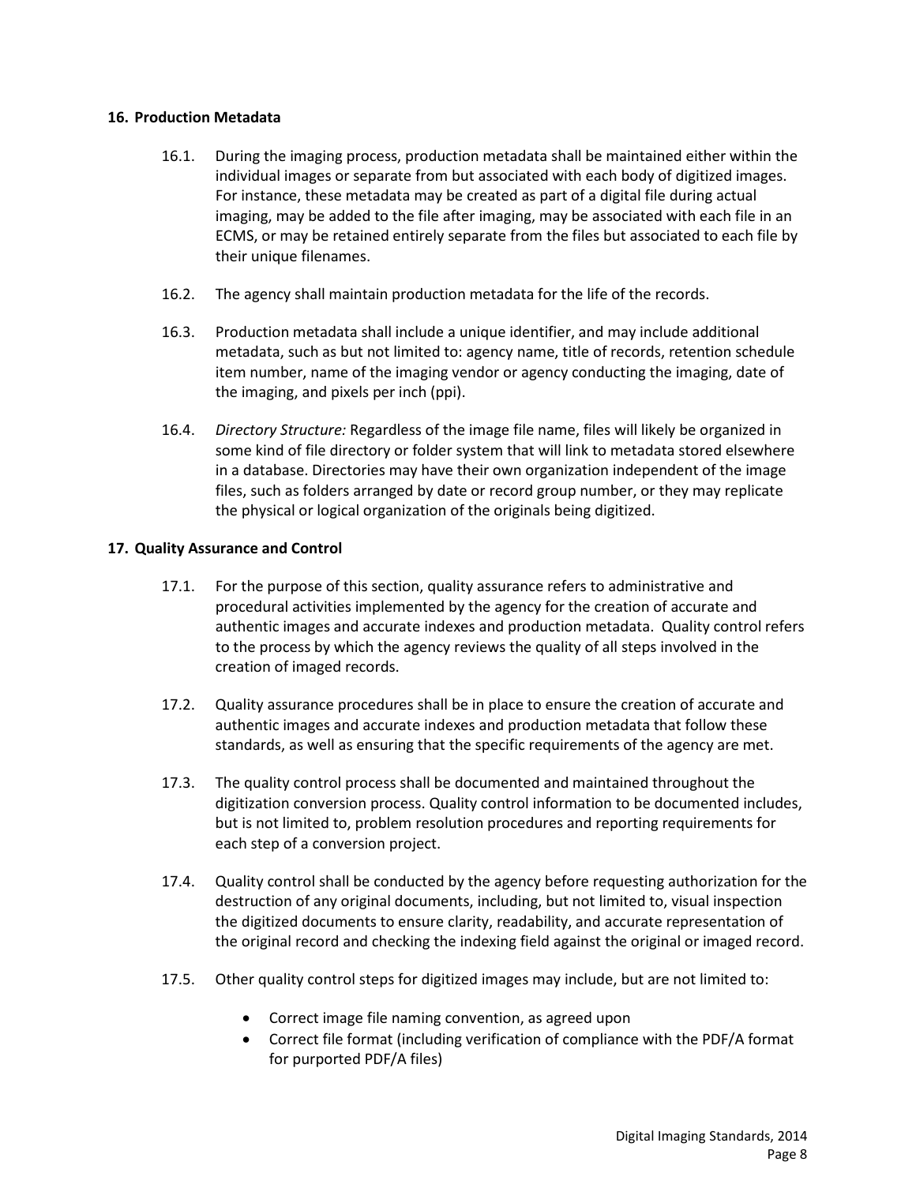## 16. Production Metadata

16.1. During the imaging process, production metadata shall be maintained either within the individual images or separate from but associated with each body of digitized images. For instance, these metadata may be created as part of a digital file during actual imaging, may be added to the file after imaging, may be associated with each file in an ECMS, or may be retained entirely separate from the files but associated to each file by their unique filenames.

16.2. The agency shall maintain production metadata for the life of the records.

16.3. Production metadata shall include a unique identifier, and may include additional metadata, such as but not limited to: agency name, title of records, retention schedule item number, name of the imaging vendor or agency conducting the imaging, date of the imaging, and pixels per inch (ppi).

16.4. *Directory Structure:* Regardless of the image file name, files will likely be organized in some kind of file directory or folder system that will link to metadata stored elsewhere in a database. Directories may have their own organization independent of the image files, such as folders arranged by date or record group number, or they may replicate the physical or logical organization of the originals being digitized.

## 17. Quality Assurance and Control

17.1. For the purpose of this section, quality assurance refers to administrative and procedural activities implemented by the agency for the creation of accurate and authentic images and accurate indexes and production metadata. Quality control refers to the process by which the agency reviews the quality of all steps involved in the creation of imaged records.

17.2. Quality assurance procedures shall be in place to ensure the creation of accurate and authentic images and accurate indexes and production metadata that follow these standards, as well as ensuring that the specific requirements of the agency are met.

17.3. The quality control process shall be documented and maintained throughout the digitization conversion process. Quality control information to be documented includes, but is not limited to, problem resolution procedures and reporting requirements for each step of a conversion project.

17.4. Quality control shall be conducted by the agency before requesting authorization for the destruction of any original documents, including, but not limited to, visual inspection the digitized documents to ensure clarity, readability, and accurate representation of the original record and checking the indexing field against the original or imaged record.

17.5. Other quality control steps for digitized images may include, but are not limited to:

- Correct image file naming convention, as agreed upon
- Correct file format (including verification of compliance with the PDF/A format for purported PDF/A files)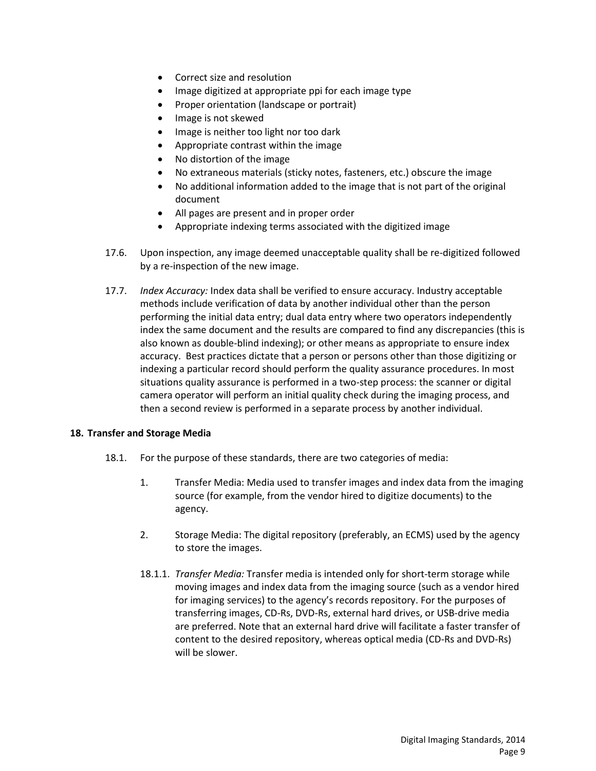- Correct size and resolution
- Image digitized at appropriate ppi for each image type
- Proper orientation (landscape or portrait)
- Image is not skewed
- Image is neither too light nor too dark
- Appropriate contrast within the image
- No distortion of the image
- No extraneous materials (sticky notes, fasteners, etc.) obscure the image
- No additional information added to the image that is not part of the original document
- All pages are present and in proper order
- Appropriate indexing terms associated with the digitized image

17.6. Upon inspection, any image deemed unacceptable quality shall be re-digitized followed by a re-inspection of the new image.

17.7. *Index Accuracy:* Index data shall be verified to ensure accuracy. Industry acceptable methods include verification of data by another individual other than the person performing the initial data entry; dual data entry where two operators independently index the same document and the results are compared to find any discrepancies (this is also known as double-blind indexing); or other means as appropriate to ensure index accuracy. Best practices dictate that a person or persons other than those digitizing or indexing a particular record should perform the quality assurance procedures. In most situations quality assurance is performed in a two-step process: the scanner or digital camera operator will perform an initial quality check during the imaging process, and then a second review is performed in a separate process by another individual.

## 18. Transfer and Storage Media

18.1. For the purpose of these standards, there are two categories of media:

1. Transfer Media: Media used to transfer images and index data from the imaging source (for example, from the vendor hired to digitize documents) to the agency.

2. Storage Media: The digital repository (preferably, an ECMS) used by the agency to store the images.

18.1.1. *Transfer Media:* Transfer media is intended only for short-term storage while moving images and index data from the imaging source (such as a vendor hired for imaging services) to the agency's records repository. For the purposes of transferring images, CD-Rs, DVD-Rs, external hard drives, or USB-drive media are preferred. Note that an external hard drive will facilitate a faster transfer of content to the desired repository, whereas optical media (CD-Rs and DVD-Rs) will be slower.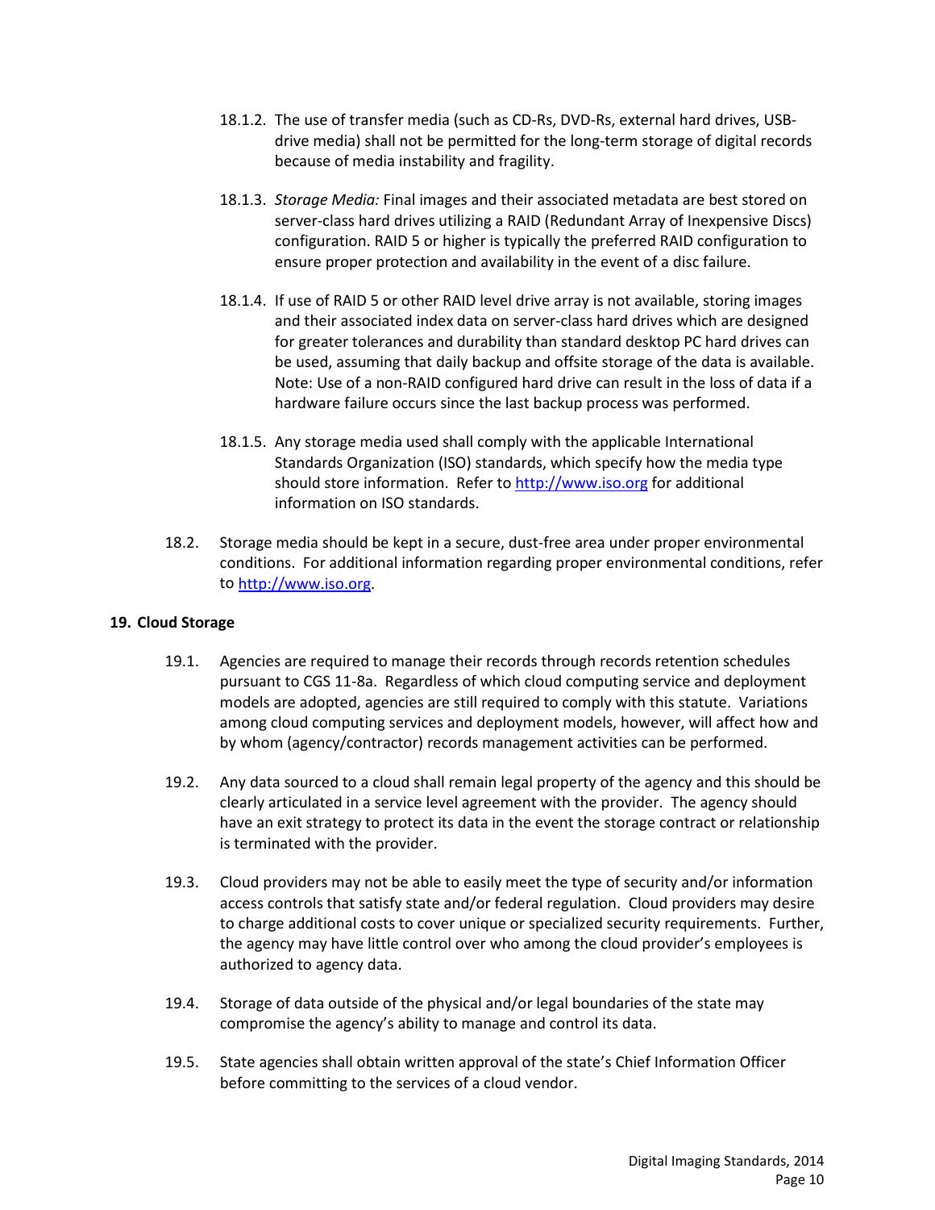18.1.2. The use of transfer media (such as CD-Rs, DVD-Rs, external hard drives, USB-drive media) shall not be permitted for the long-term storage of digital records because of media instability and fragility.

18.1.3. *Storage Media:* Final images and their associated metadata are best stored on server-class hard drives utilizing a RAID (Redundant Array of Inexpensive Discs) configuration. RAID 5 or higher is typically the preferred RAID configuration to ensure proper protection and availability in the event of a disc failure.

18.1.4. If use of RAID 5 or other RAID level drive array is not available, storing images and their associated index data on server-class hard drives which are designed for greater tolerances and durability than standard desktop PC hard drives can be used, assuming that daily backup and offsite storage of the data is available. Note: Use of a non-RAID configured hard drive can result in the loss of data if a hardware failure occurs since the last backup process was performed.

18.1.5. Any storage media used shall comply with the applicable International Standards Organization (ISO) standards, which specify how the media type should store information. Refer to [http://www.iso.org](http://www.iso.org) for additional information on ISO standards.

18.2. Storage media should be kept in a secure, dust-free area under proper environmental conditions. For additional information regarding proper environmental conditions, refer to [http://www.iso.org](http://www.iso.org).

## 19. Cloud Storage

19.1. Agencies are required to manage their records through records retention schedules pursuant to CGS 11-8a. Regardless of which cloud computing service and deployment models are adopted, agencies are still required to comply with this statute. Variations among cloud computing services and deployment models, however, will affect how and by whom (agency/contractor) records management activities can be performed.

19.2. Any data sourced to a cloud shall remain legal property of the agency and this should be clearly articulated in a service level agreement with the provider. The agency should have an exit strategy to protect its data in the event the storage contract or relationship is terminated with the provider.

19.3. Cloud providers may not be able to easily meet the type of security and/or information access controls that satisfy state and/or federal regulation. Cloud providers may desire to charge additional costs to cover unique or specialized security requirements. Further, the agency may have little control over who among the cloud provider's employees is authorized to agency data.

19.4. Storage of data outside of the physical and/or legal boundaries of the state may compromise the agency's ability to manage and control its data.

19.5. State agencies shall obtain written approval of the state's Chief Information Officer before committing to the services of a cloud vendor.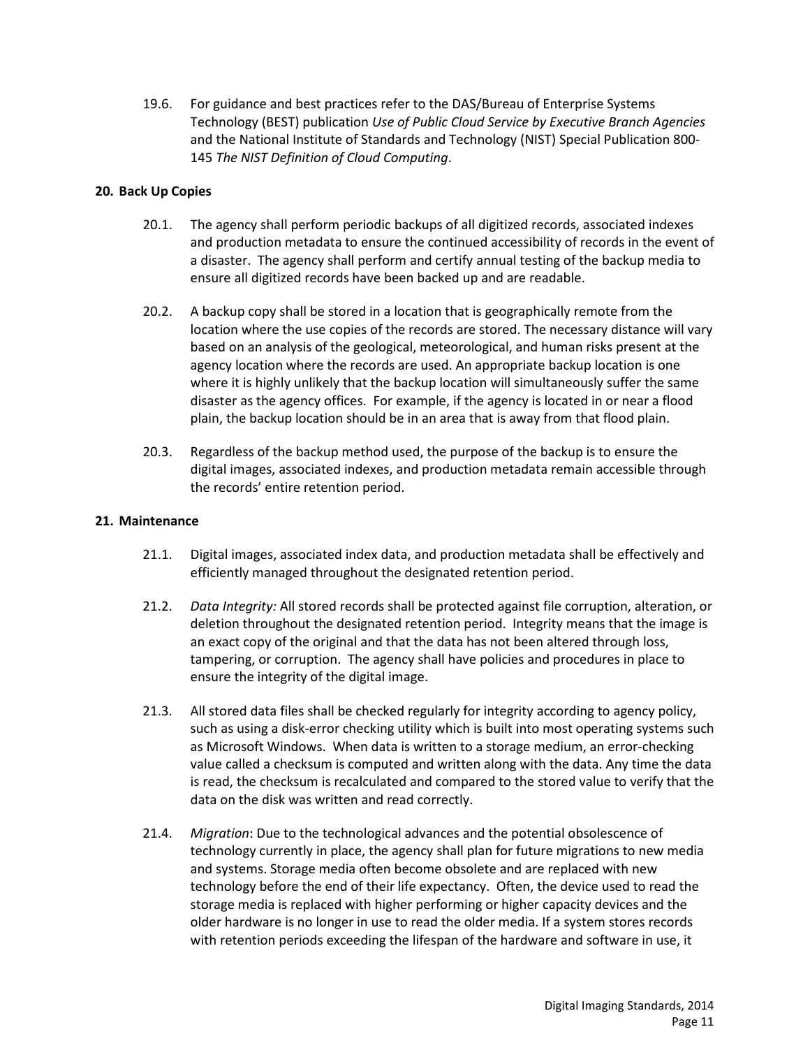19.6. For guidance and best practices refer to the DAS/Bureau of Enterprise Systems Technology (BEST) publication *Use of Public Cloud Service by Executive Branch Agencies* and the National Institute of Standards and Technology (NIST) Special Publication 800-145 *The NIST Definition of Cloud Computing*.

## 20. Back Up Copies

20.1. The agency shall perform periodic backups of all digitized records, associated indexes and production metadata to ensure the continued accessibility of records in the event of a disaster. The agency shall perform and certify annual testing of the backup media to ensure all digitized records have been backed up and are readable.

20.2. A backup copy shall be stored in a location that is geographically remote from the location where the use copies of the records are stored. The necessary distance will vary based on an analysis of the geological, meteorological, and human risks present at the agency location where the records are used. An appropriate backup location is one where it is highly unlikely that the backup location will simultaneously suffer the same disaster as the agency offices. For example, if the agency is located in or near a flood plain, the backup location should be in an area that is away from that flood plain.

20.3. Regardless of the backup method used, the purpose of the backup is to ensure the digital images, associated indexes, and production metadata remain accessible through the records' entire retention period.

## 21. Maintenance

21.1. Digital images, associated index data, and production metadata shall be effectively and efficiently managed throughout the designated retention period.

21.2. *Data Integrity:* All stored records shall be protected against file corruption, alteration, or deletion throughout the designated retention period. Integrity means that the image is an exact copy of the original and that the data has not been altered through loss, tampering, or corruption. The agency shall have policies and procedures in place to ensure the integrity of the digital image.

21.3. All stored data files shall be checked regularly for integrity according to agency policy, such as using a disk-error checking utility which is built into most operating systems such as Microsoft Windows. When data is written to a storage medium, an error-checking value called a checksum is computed and written along with the data. Any time the data is read, the checksum is recalculated and compared to the stored value to verify that the data on the disk was written and read correctly.

21.4. *Migration*: Due to the technological advances and the potential obsolescence of technology currently in place, the agency shall plan for future migrations to new media and systems. Storage media often become obsolete and are replaced with new technology before the end of their life expectancy. Often, the device used to read the storage media is replaced with higher performing or higher capacity devices and the older hardware is no longer in use to read the older media. If a system stores records with retention periods exceeding the lifespan of the hardware and software in use, it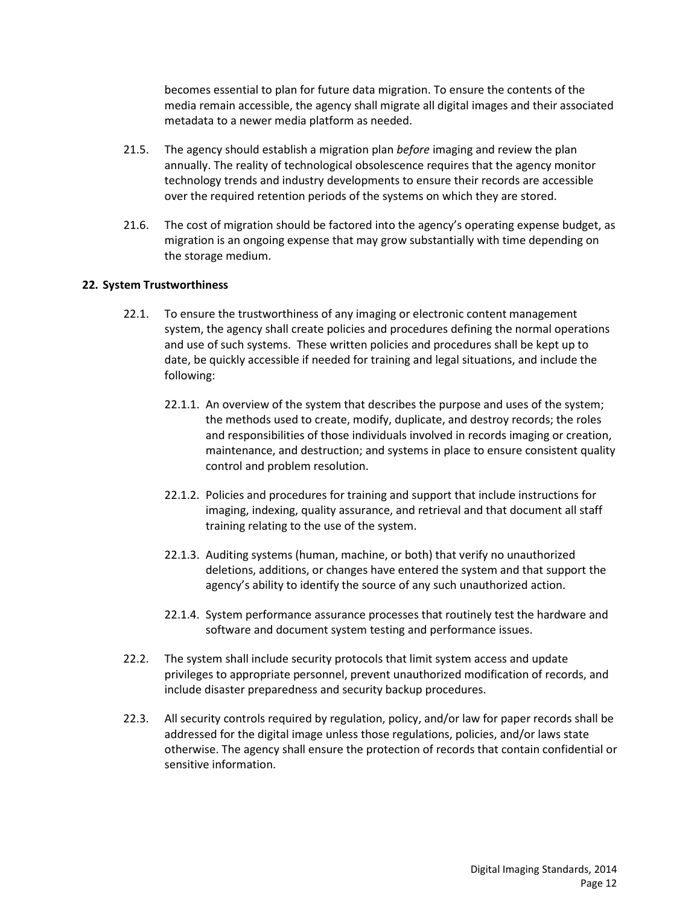becomes essential to plan for future data migration. To ensure the contents of the media remain accessible, the agency shall migrate all digital images and their associated metadata to a newer media platform as needed.

21.5. The agency should establish a migration plan *before* imaging and review the plan annually. The reality of technological obsolescence requires that the agency monitor technology trends and industry developments to ensure their records are accessible over the required retention periods of the systems on which they are stored.

21.6. The cost of migration should be factored into the agency's operating expense budget, as migration is an ongoing expense that may grow substantially with time depending on the storage medium.

**22. System Trustworthiness**

22.1. To ensure the trustworthiness of any imaging or electronic content management system, the agency shall create policies and procedures defining the normal operations and use of such systems. These written policies and procedures shall be kept up to date, be quickly accessible if needed for training and legal situations, and include the following:

22.1.1. An overview of the system that describes the purpose and uses of the system; the methods used to create, modify, duplicate, and destroy records; the roles and responsibilities of those individuals involved in records imaging or creation, maintenance, and destruction; and systems in place to ensure consistent quality control and problem resolution.

22.1.2. Policies and procedures for training and support that include instructions for imaging, indexing, quality assurance, and retrieval and that document all staff training relating to the use of the system.

22.1.3. Auditing systems (human, machine, or both) that verify no unauthorized deletions, additions, or changes have entered the system and that support the agency's ability to identify the source of any such unauthorized action.

22.1.4. System performance assurance processes that routinely test the hardware and software and document system testing and performance issues.

22.2. The system shall include security protocols that limit system access and update privileges to appropriate personnel, prevent unauthorized modification of records, and include disaster preparedness and security backup procedures.

22.3. All security controls required by regulation, policy, and/or law for paper records shall be addressed for the digital image unless those regulations, policies, and/or laws state otherwise. The agency shall ensure the protection of records that contain confidential or sensitive information.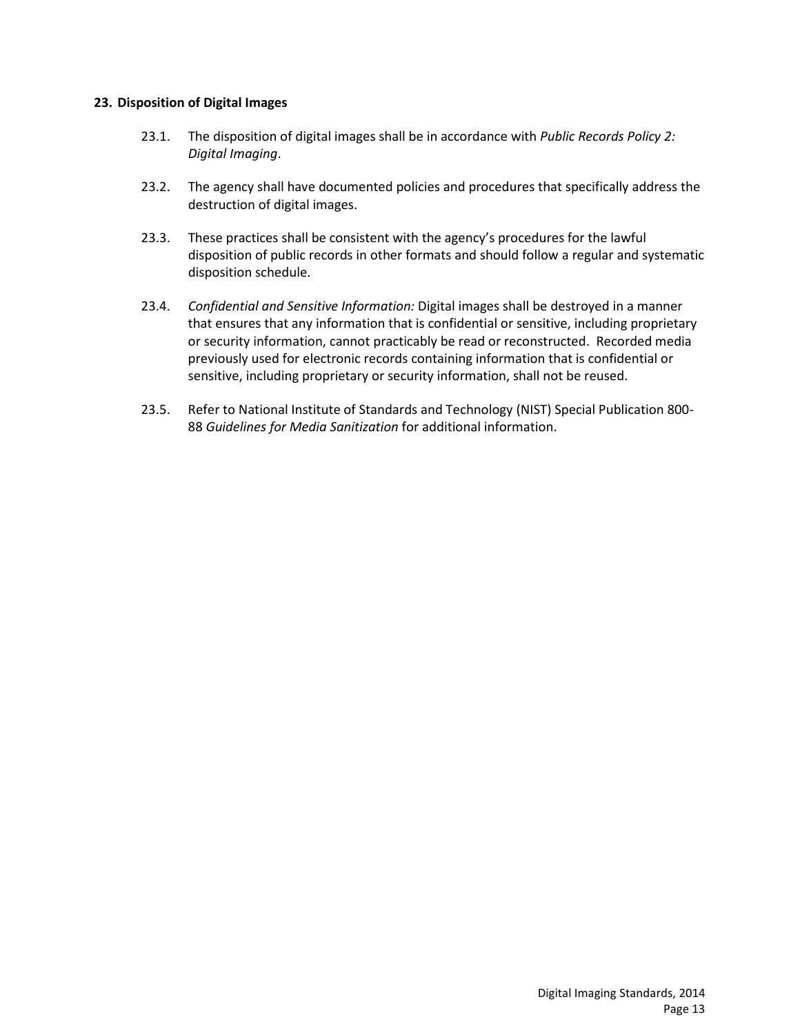### 23. Disposition of Digital Images

23.1. The disposition of digital images shall be in accordance with *Public Records Policy 2: Digital Imaging*.

23.2. The agency shall have documented policies and procedures that specifically address the destruction of digital images.

23.3. These practices shall be consistent with the agency's procedures for the lawful disposition of public records in other formats and should follow a regular and systematic disposition schedule.

23.4. *Confidential and Sensitive Information:* Digital images shall be destroyed in a manner that ensures that any information that is confidential or sensitive, including proprietary or security information, cannot practicably be read or reconstructed. Recorded media previously used for electronic records containing information that is confidential or sensitive, including proprietary or security information, shall not be reused.

23.5. Refer to National Institute of Standards and Technology (NIST) Special Publication 800-88 *Guidelines for Media Sanitization* for additional information.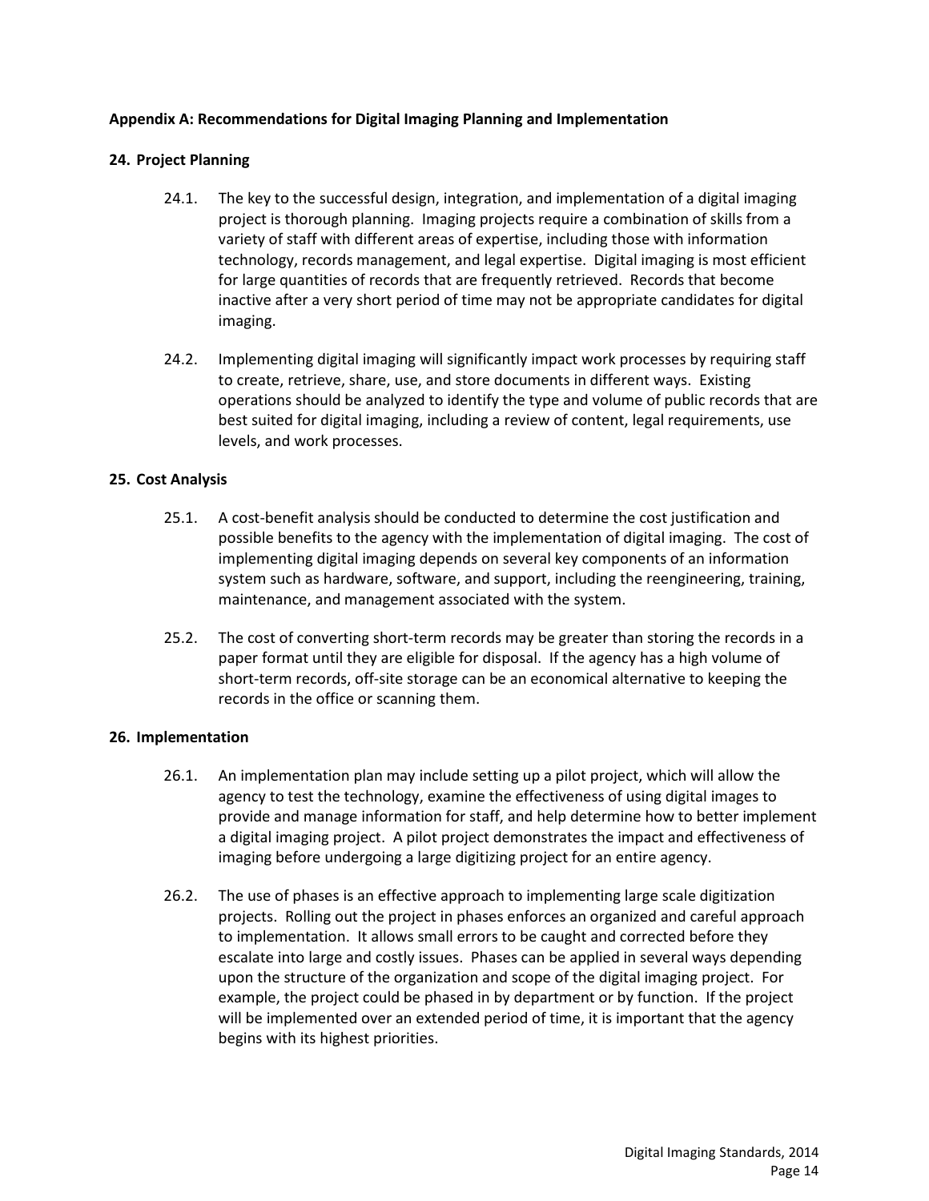## Appendix A: Recommendations for Digital Imaging Planning and Implementation

### 24. Project Planning

24.1. The key to the successful design, integration, and implementation of a digital imaging project is thorough planning. Imaging projects require a combination of skills from a variety of staff with different areas of expertise, including those with information technology, records management, and legal expertise. Digital imaging is most efficient for large quantities of records that are frequently retrieved. Records that become inactive after a very short period of time may not be appropriate candidates for digital imaging.

24.2. Implementing digital imaging will significantly impact work processes by requiring staff to create, retrieve, share, use, and store documents in different ways. Existing operations should be analyzed to identify the type and volume of public records that are best suited for digital imaging, including a review of content, legal requirements, use levels, and work processes.

### 25. Cost Analysis

25.1. A cost-benefit analysis should be conducted to determine the cost justification and possible benefits to the agency with the implementation of digital imaging. The cost of implementing digital imaging depends on several key components of an information system such as hardware, software, and support, including the reengineering, training, maintenance, and management associated with the system.

25.2. The cost of converting short-term records may be greater than storing the records in a paper format until they are eligible for disposal. If the agency has a high volume of short-term records, off-site storage can be an economical alternative to keeping the records in the office or scanning them.

### 26. Implementation

26.1. An implementation plan may include setting up a pilot project, which will allow the agency to test the technology, examine the effectiveness of using digital images to provide and manage information for staff, and help determine how to better implement a digital imaging project. A pilot project demonstrates the impact and effectiveness of imaging before undergoing a large digitizing project for an entire agency.

26.2. The use of phases is an effective approach to implementing large scale digitization projects. Rolling out the project in phases enforces an organized and careful approach to implementation. It allows small errors to be caught and corrected before they escalate into large and costly issues. Phases can be applied in several ways depending upon the structure of the organization and scope of the digital imaging project. For example, the project could be phased in by department or by function. If the project will be implemented over an extended period of time, it is important that the agency begins with its highest priorities.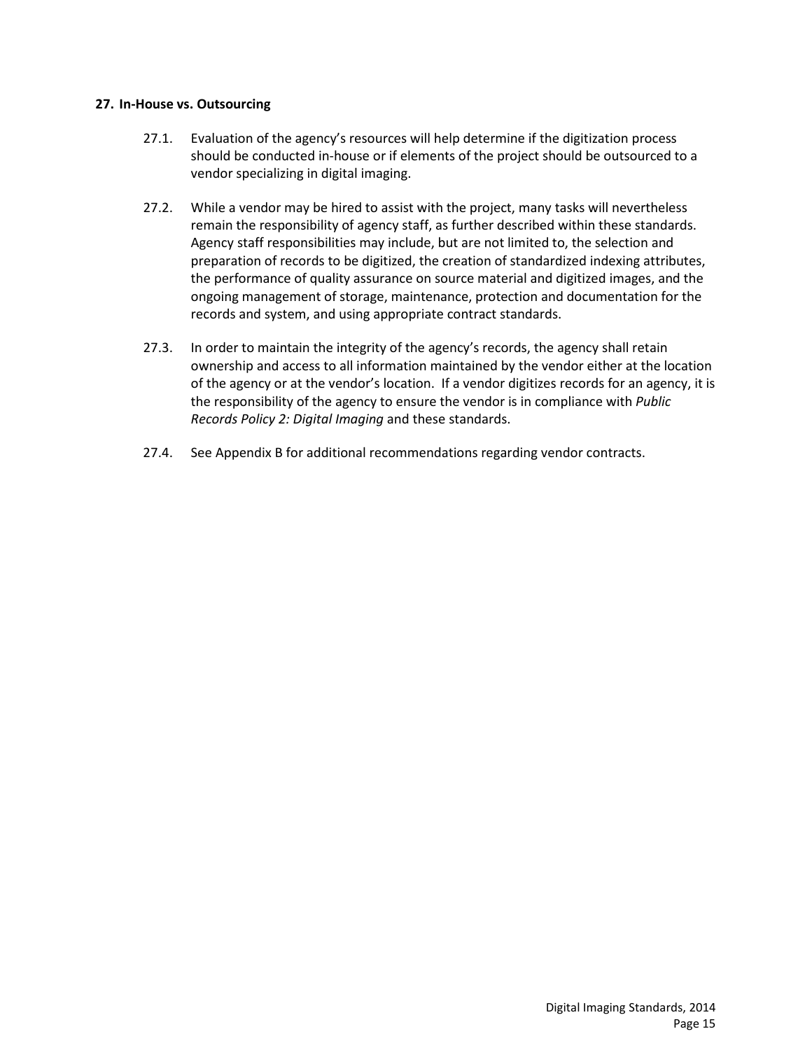**27. In-House vs. Outsourcing**

27.1. Evaluation of the agency's resources will help determine if the digitization process should be conducted in-house or if elements of the project should be outsourced to a vendor specializing in digital imaging.

27.2. While a vendor may be hired to assist with the project, many tasks will nevertheless remain the responsibility of agency staff, as further described within these standards. Agency staff responsibilities may include, but are not limited to, the selection and preparation of records to be digitized, the creation of standardized indexing attributes, the performance of quality assurance on source material and digitized images, and the ongoing management of storage, maintenance, protection and documentation for the records and system, and using appropriate contract standards.

27.3. In order to maintain the integrity of the agency's records, the agency shall retain ownership and access to all information maintained by the vendor either at the location of the agency or at the vendor's location. If a vendor digitizes records for an agency, it is the responsibility of the agency to ensure the vendor is in compliance with *Public Records Policy 2: Digital Imaging* and these standards.

27.4. See Appendix B for additional recommendations regarding vendor contracts.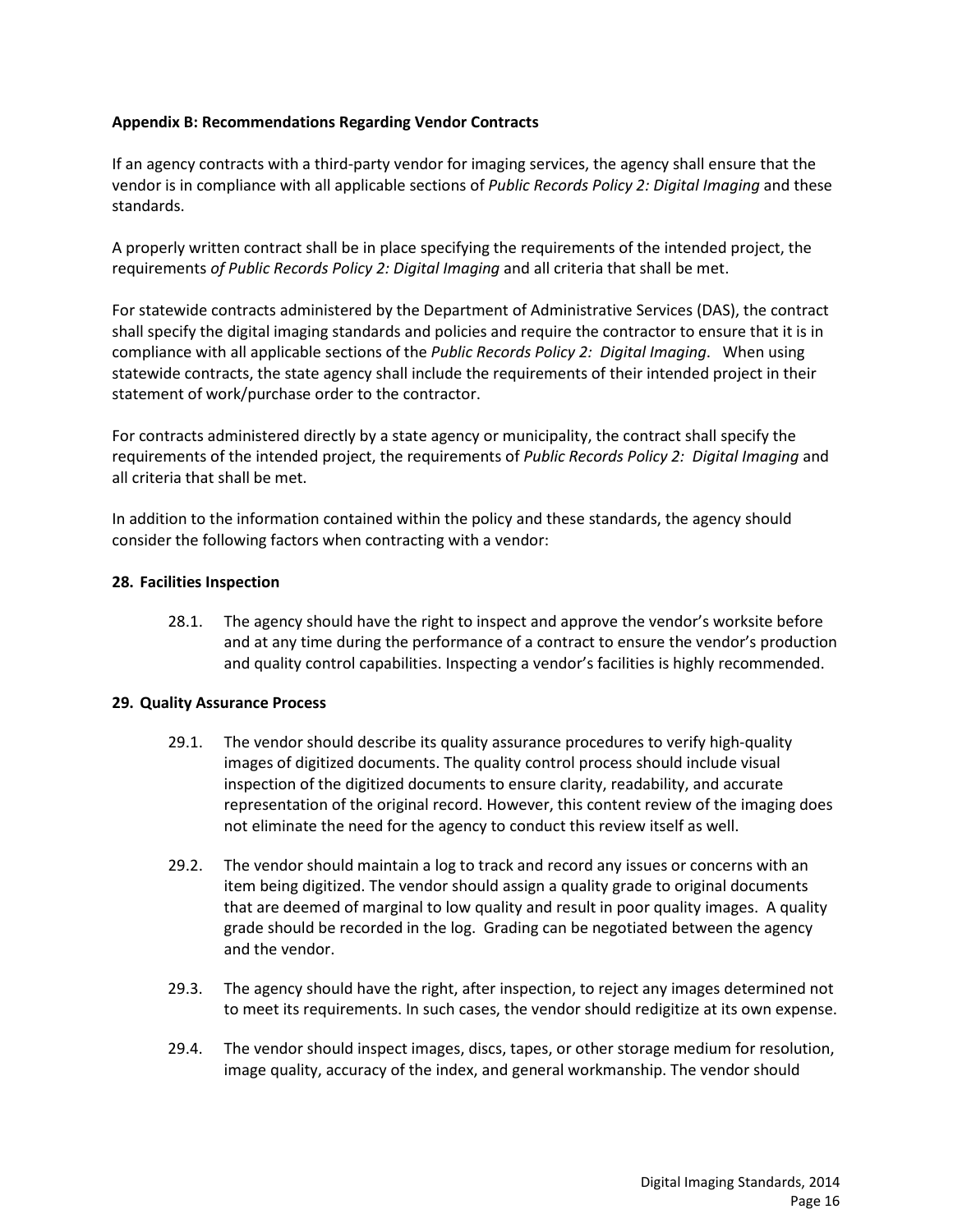**Appendix B: Recommendations Regarding Vendor Contracts**

If an agency contracts with a third-party vendor for imaging services, the agency shall ensure that the vendor is in compliance with all applicable sections of *Public Records Policy 2: Digital Imaging* and these standards.

A properly written contract shall be in place specifying the requirements of the intended project, the requirements *of Public Records Policy 2: Digital Imaging* and all criteria that shall be met.

For statewide contracts administered by the Department of Administrative Services (DAS), the contract shall specify the digital imaging standards and policies and require the contractor to ensure that it is in compliance with all applicable sections of the *Public Records Policy 2: Digital Imaging*. When using statewide contracts, the state agency shall include the requirements of their intended project in their statement of work/purchase order to the contractor.

For contracts administered directly by a state agency or municipality, the contract shall specify the requirements of the intended project, the requirements of *Public Records Policy 2: Digital Imaging* and all criteria that shall be met.

In addition to the information contained within the policy and these standards, the agency should consider the following factors when contracting with a vendor:

**28. Facilities Inspection**

28.1. The agency should have the right to inspect and approve the vendor's worksite before and at any time during the performance of a contract to ensure the vendor's production and quality control capabilities. Inspecting a vendor's facilities is highly recommended.

**29. Quality Assurance Process**

29.1. The vendor should describe its quality assurance procedures to verify high-quality images of digitized documents. The quality control process should include visual inspection of the digitized documents to ensure clarity, readability, and accurate representation of the original record. However, this content review of the imaging does not eliminate the need for the agency to conduct this review itself as well.

29.2. The vendor should maintain a log to track and record any issues or concerns with an item being digitized. The vendor should assign a quality grade to original documents that are deemed of marginal to low quality and result in poor quality images. A quality grade should be recorded in the log. Grading can be negotiated between the agency and the vendor.

29.3. The agency should have the right, after inspection, to reject any images determined not to meet its requirements. In such cases, the vendor should redigitize at its own expense.

29.4. The vendor should inspect images, discs, tapes, or other storage medium for resolution, image quality, accuracy of the index, and general workmanship. The vendor should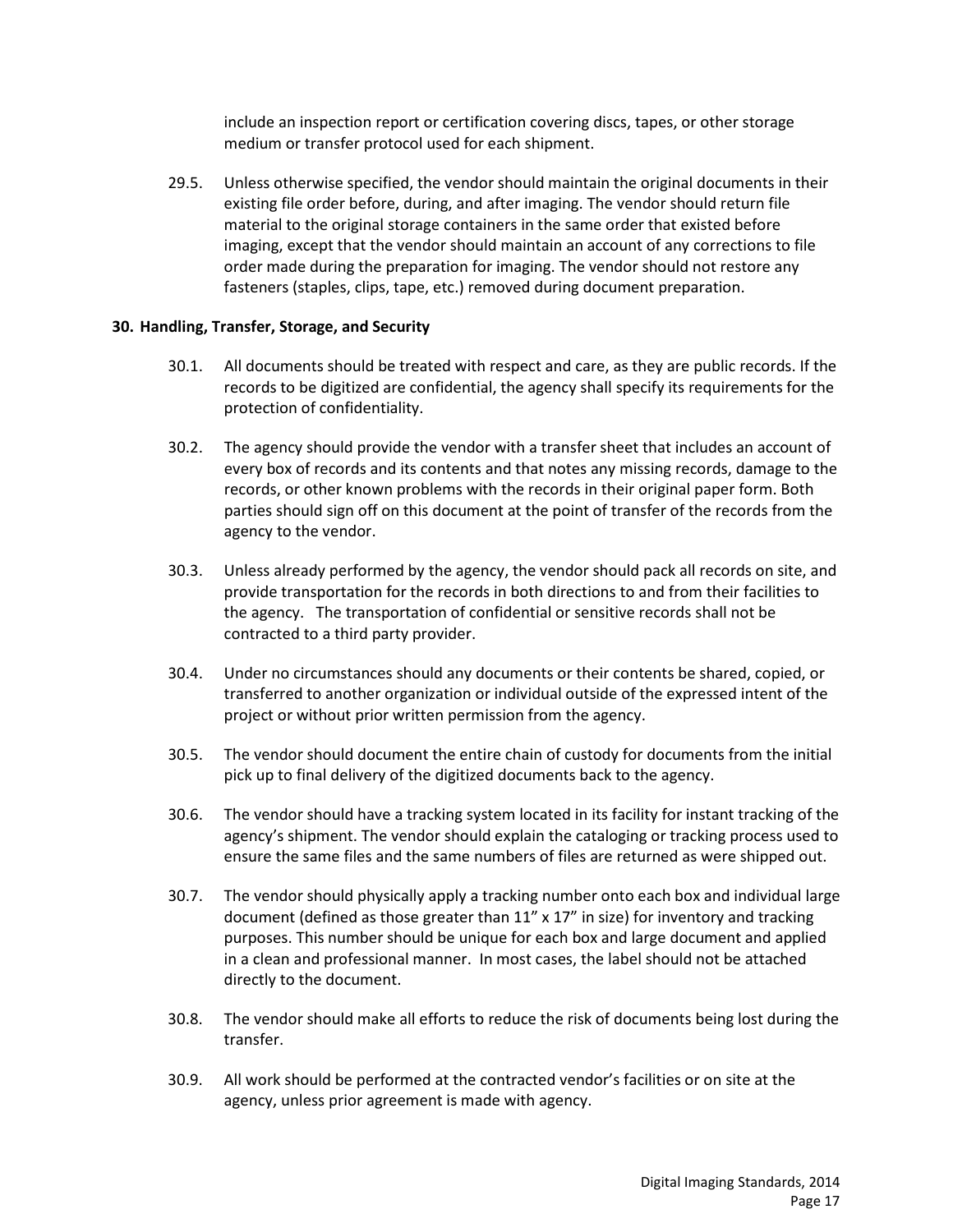include an inspection report or certification covering discs, tapes, or other storage medium or transfer protocol used for each shipment.

29.5. Unless otherwise specified, the vendor should maintain the original documents in their existing file order before, during, and after imaging. The vendor should return file material to the original storage containers in the same order that existed before imaging, except that the vendor should maintain an account of any corrections to file order made during the preparation for imaging. The vendor should not restore any fasteners (staples, clips, tape, etc.) removed during document preparation.

## 30. Handling, Transfer, Storage, and Security

30.1. All documents should be treated with respect and care, as they are public records. If the records to be digitized are confidential, the agency shall specify its requirements for the protection of confidentiality.

30.2. The agency should provide the vendor with a transfer sheet that includes an account of every box of records and its contents and that notes any missing records, damage to the records, or other known problems with the records in their original paper form. Both parties should sign off on this document at the point of transfer of the records from the agency to the vendor.

30.3. Unless already performed by the agency, the vendor should pack all records on site, and provide transportation for the records in both directions to and from their facilities to the agency. The transportation of confidential or sensitive records shall not be contracted to a third party provider.

30.4. Under no circumstances should any documents or their contents be shared, copied, or transferred to another organization or individual outside of the expressed intent of the project or without prior written permission from the agency.

30.5. The vendor should document the entire chain of custody for documents from the initial pick up to final delivery of the digitized documents back to the agency.

30.6. The vendor should have a tracking system located in its facility for instant tracking of the agency's shipment. The vendor should explain the cataloging or tracking process used to ensure the same files and the same numbers of files are returned as were shipped out.

30.7. The vendor should physically apply a tracking number onto each box and individual large document (defined as those greater than 11" x 17" in size) for inventory and tracking purposes. This number should be unique for each box and large document and applied in a clean and professional manner. In most cases, the label should not be attached directly to the document.

30.8. The vendor should make all efforts to reduce the risk of documents being lost during the transfer.

30.9. All work should be performed at the contracted vendor's facilities or on site at the agency, unless prior agreement is made with agency.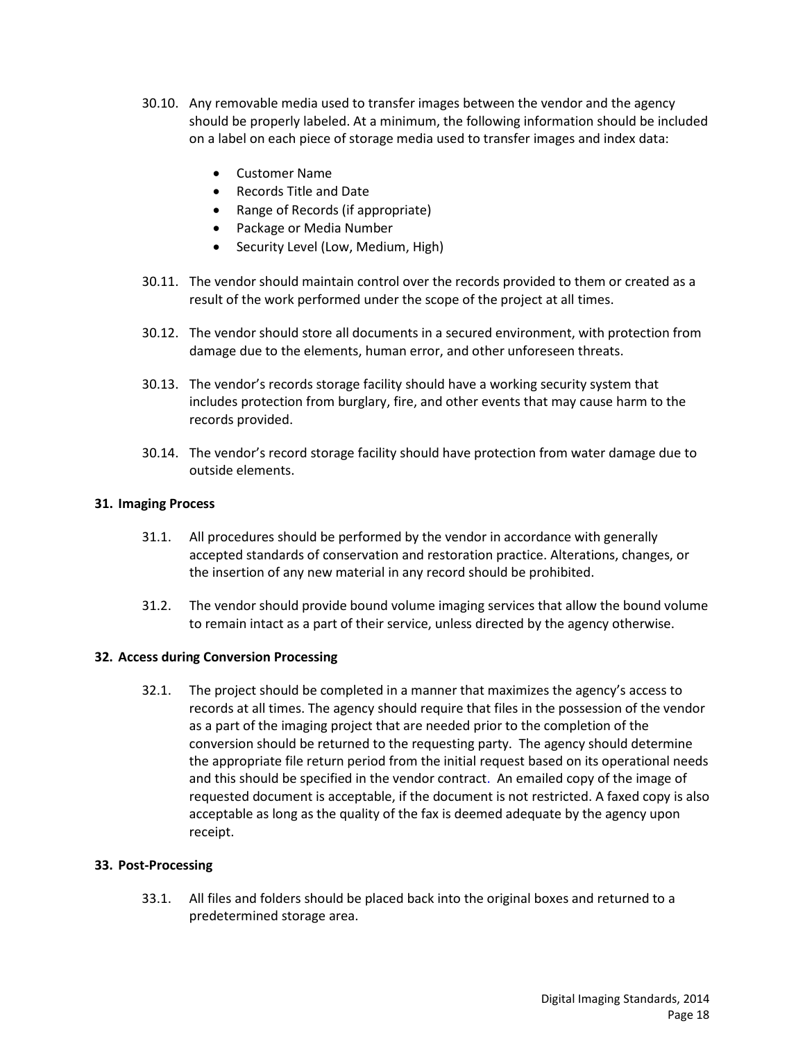30.10. Any removable media used to transfer images between the vendor and the agency should be properly labeled. At a minimum, the following information should be included on a label on each piece of storage media used to transfer images and index data:

- Customer Name
- Records Title and Date
- Range of Records (if appropriate)
- Package or Media Number
- Security Level (Low, Medium, High)

30.11. The vendor should maintain control over the records provided to them or created as a result of the work performed under the scope of the project at all times.

30.12. The vendor should store all documents in a secured environment, with protection from damage due to the elements, human error, and other unforeseen threats.

30.13. The vendor's records storage facility should have a working security system that includes protection from burglary, fire, and other events that may cause harm to the records provided.

30.14. The vendor's record storage facility should have protection from water damage due to outside elements.

## 31. Imaging Process

31.1. All procedures should be performed by the vendor in accordance with generally accepted standards of conservation and restoration practice. Alterations, changes, or the insertion of any new material in any record should be prohibited.

31.2. The vendor should provide bound volume imaging services that allow the bound volume to remain intact as a part of their service, unless directed by the agency otherwise.

## 32. Access during Conversion Processing

32.1. The project should be completed in a manner that maximizes the agency's access to records at all times. The agency should require that files in the possession of the vendor as a part of the imaging project that are needed prior to the completion of the conversion should be returned to the requesting party. The agency should determine the appropriate file return period from the initial request based on its operational needs and this should be specified in the vendor contract. An emailed copy of the image of requested document is acceptable, if the document is not restricted. A faxed copy is also acceptable as long as the quality of the fax is deemed adequate by the agency upon receipt.

## 33. Post-Processing

33.1. All files and folders should be placed back into the original boxes and returned to a predetermined storage area.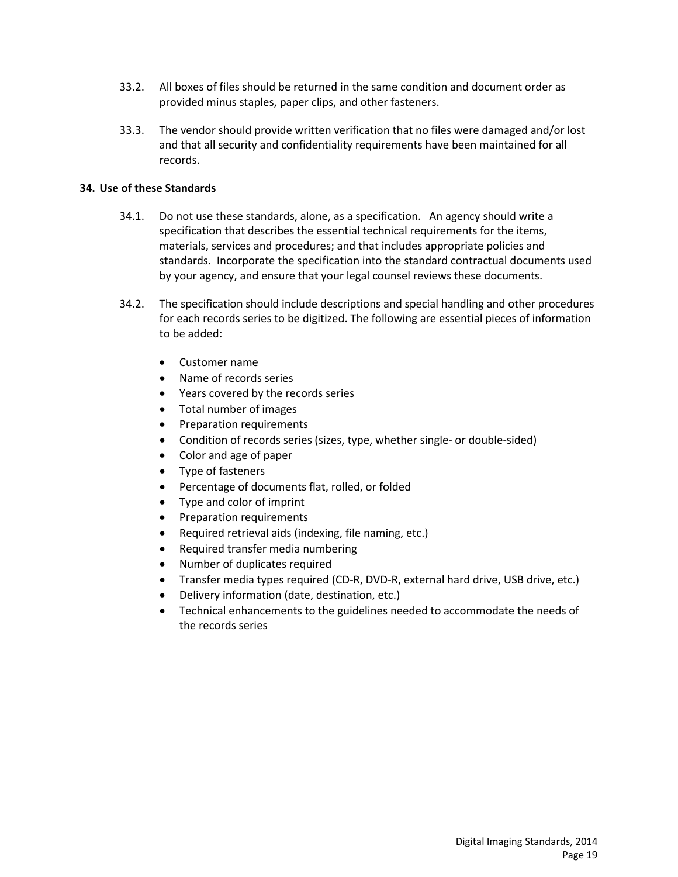33.2. All boxes of files should be returned in the same condition and document order as provided minus staples, paper clips, and other fasteners.

33.3. The vendor should provide written verification that no files were damaged and/or lost and that all security and confidentiality requirements have been maintained for all records.

**34. Use of these Standards**

34.1. Do not use these standards, alone, as a specification. An agency should write a specification that describes the essential technical requirements for the items, materials, services and procedures; and that includes appropriate policies and standards. Incorporate the specification into the standard contractual documents used by your agency, and ensure that your legal counsel reviews these documents.

34.2. The specification should include descriptions and special handling and other procedures for each records series to be digitized. The following are essential pieces of information to be added:

- Customer name
- Name of records series
- Years covered by the records series
- Total number of images
- Preparation requirements
- Condition of records series (sizes, type, whether single- or double-sided)
- Color and age of paper
- Type of fasteners
- Percentage of documents flat, rolled, or folded
- Type and color of imprint
- Preparation requirements
- Required retrieval aids (indexing, file naming, etc.)
- Required transfer media numbering
- Number of duplicates required
- Transfer media types required (CD-R, DVD-R, external hard drive, USB drive, etc.)
- Delivery information (date, destination, etc.)
- Technical enhancements to the guidelines needed to accommodate the needs of the records series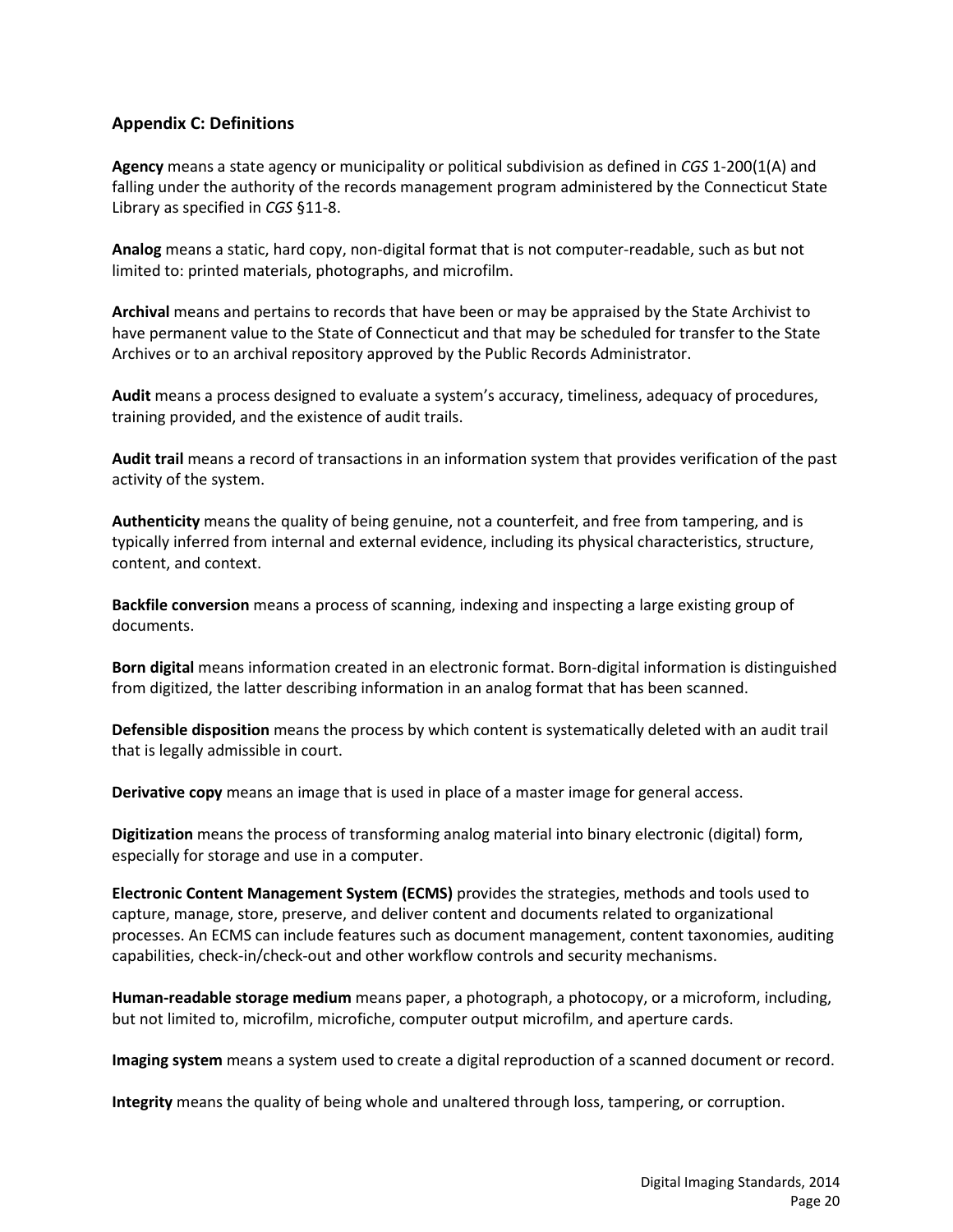## Appendix C: Definitions

**Agency** means a state agency or municipality or political subdivision as defined in *CGS* 1-200(1(A) and falling under the authority of the records management program administered by the Connecticut State Library as specified in *CGS* §11-8.

**Analog** means a static, hard copy, non-digital format that is not computer-readable, such as but not limited to: printed materials, photographs, and microfilm.

**Archival** means and pertains to records that have been or may be appraised by the State Archivist to have permanent value to the State of Connecticut and that may be scheduled for transfer to the State Archives or to an archival repository approved by the Public Records Administrator.

**Audit** means a process designed to evaluate a system's accuracy, timeliness, adequacy of procedures, training provided, and the existence of audit trails.

**Audit trail** means a record of transactions in an information system that provides verification of the past activity of the system.

**Authenticity** means the quality of being genuine, not a counterfeit, and free from tampering, and is typically inferred from internal and external evidence, including its physical characteristics, structure, content, and context.

**Backfile conversion** means a process of scanning, indexing and inspecting a large existing group of documents.

**Born digital** means information created in an electronic format. Born-digital information is distinguished from digitized, the latter describing information in an analog format that has been scanned.

**Defensible disposition** means the process by which content is systematically deleted with an audit trail that is legally admissible in court.

**Derivative copy** means an image that is used in place of a master image for general access.

**Digitization** means the process of transforming analog material into binary electronic (digital) form, especially for storage and use in a computer.

**Electronic Content Management System (ECMS)** provides the strategies, methods and tools used to capture, manage, store, preserve, and deliver content and documents related to organizational processes. An ECMS can include features such as document management, content taxonomies, auditing capabilities, check-in/check-out and other workflow controls and security mechanisms.

**Human-readable storage medium** means paper, a photograph, a photocopy, or a microform, including, but not limited to, microfilm, microfiche, computer output microfilm, and aperture cards.

**Imaging system** means a system used to create a digital reproduction of a scanned document or record.

**Integrity** means the quality of being whole and unaltered through loss, tampering, or corruption.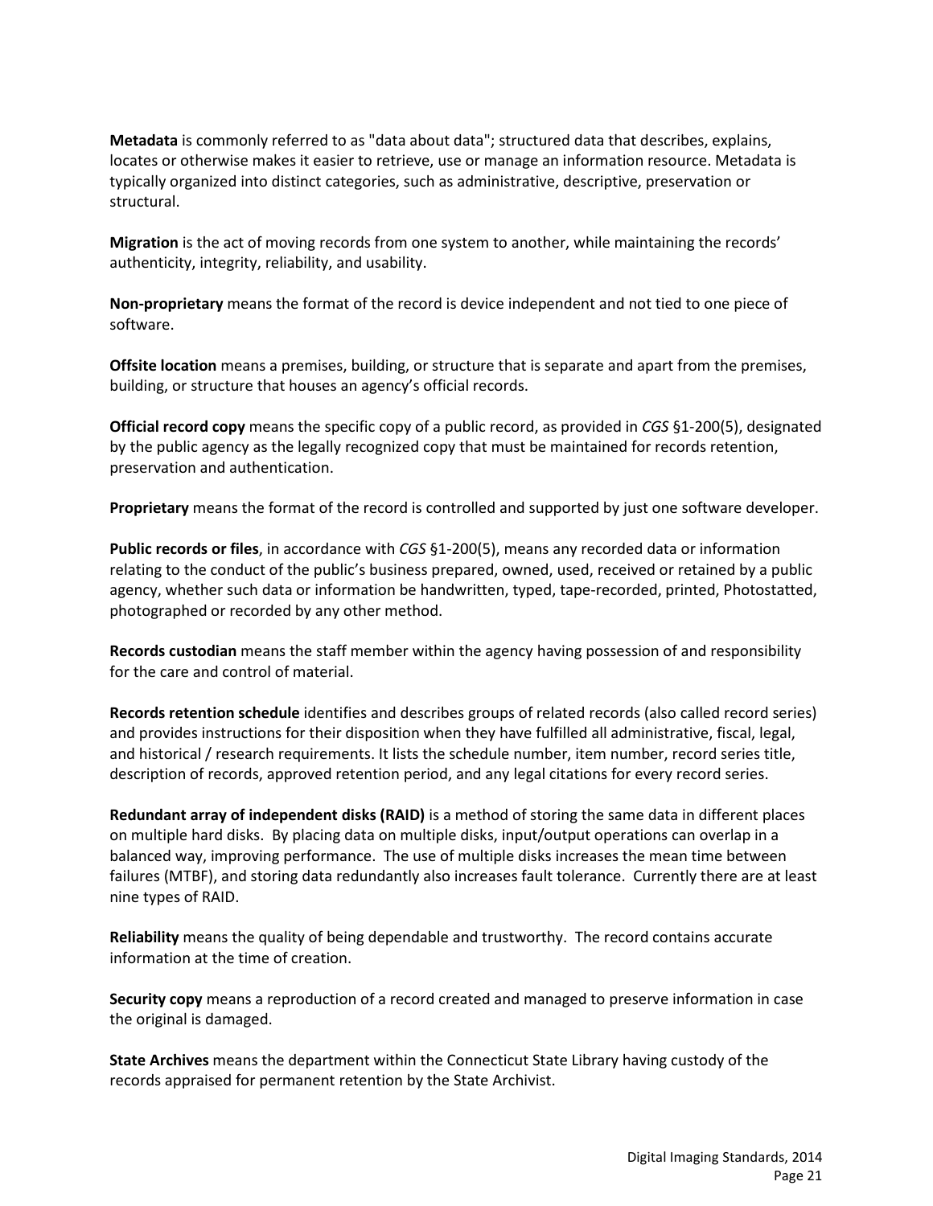**Metadata** is commonly referred to as "data about data"; structured data that describes, explains, locates or otherwise makes it easier to retrieve, use or manage an information resource. Metadata is typically organized into distinct categories, such as administrative, descriptive, preservation or structural.

**Migration** is the act of moving records from one system to another, while maintaining the records' authenticity, integrity, reliability, and usability.

**Non-proprietary** means the format of the record is device independent and not tied to one piece of software.

**Offsite location** means a premises, building, or structure that is separate and apart from the premises, building, or structure that houses an agency's official records.

**Official record copy** means the specific copy of a public record, as provided in *CGS* §1-200(5), designated by the public agency as the legally recognized copy that must be maintained for records retention, preservation and authentication.

**Proprietary** means the format of the record is controlled and supported by just one software developer.

**Public records or files**, in accordance with *CGS* §1-200(5), means any recorded data or information relating to the conduct of the public's business prepared, owned, used, received or retained by a public agency, whether such data or information be handwritten, typed, tape-recorded, printed, Photostatted, photographed or recorded by any other method.

**Records custodian** means the staff member within the agency having possession of and responsibility for the care and control of material.

**Records retention schedule** identifies and describes groups of related records (also called record series) and provides instructions for their disposition when they have fulfilled all administrative, fiscal, legal, and historical / research requirements. It lists the schedule number, item number, record series title, description of records, approved retention period, and any legal citations for every record series.

**Redundant array of independent disks (RAID)** is a method of storing the same data in different places on multiple hard disks. By placing data on multiple disks, input/output operations can overlap in a balanced way, improving performance. The use of multiple disks increases the mean time between failures (MTBF), and storing data redundantly also increases fault tolerance. Currently there are at least nine types of RAID.

**Reliability** means the quality of being dependable and trustworthy. The record contains accurate information at the time of creation.

**Security copy** means a reproduction of a record created and managed to preserve information in case the original is damaged.

**State Archives** means the department within the Connecticut State Library having custody of the records appraised for permanent retention by the State Archivist.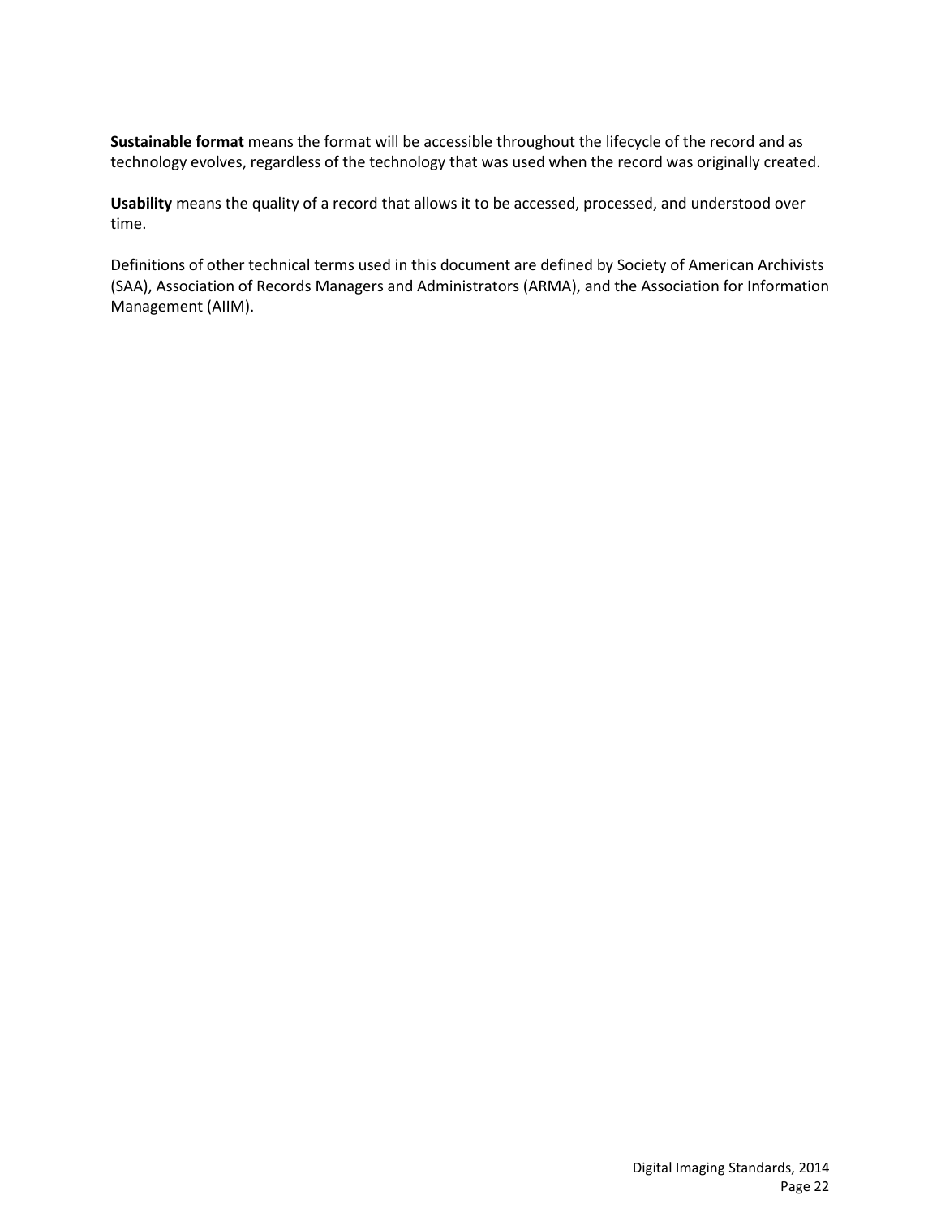**Sustainable format** means the format will be accessible throughout the lifecycle of the record and as technology evolves, regardless of the technology that was used when the record was originally created.

**Usability** means the quality of a record that allows it to be accessed, processed, and understood over time.

Definitions of other technical terms used in this document are defined by Society of American Archivists (SAA), Association of Records Managers and Administrators (ARMA), and the Association for Information Management (AIIM).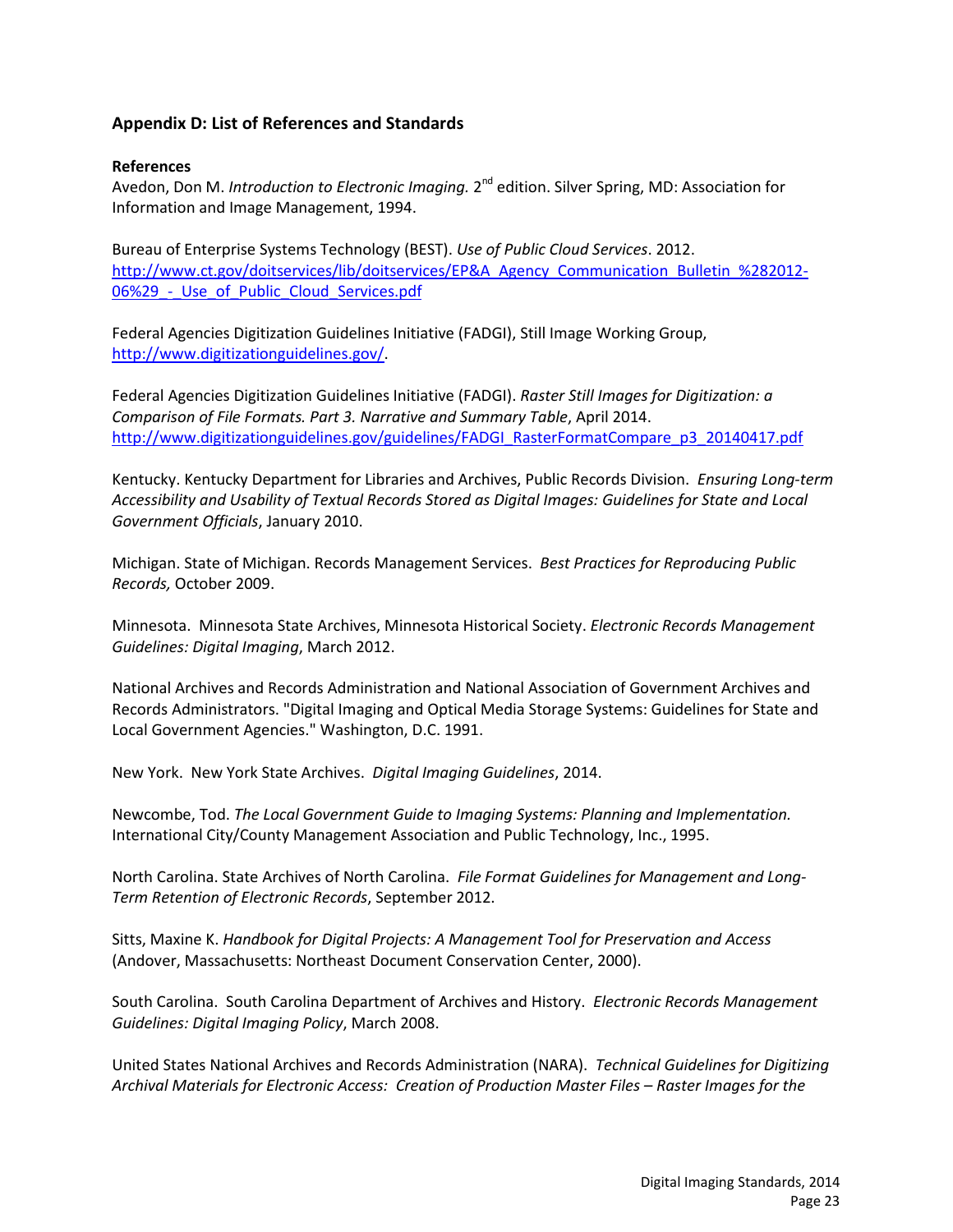## Appendix D: List of References and Standards

### References

Avedon, Don M. *Introduction to Electronic Imaging.* 2nd edition. Silver Spring, MD: Association for Information and Image Management, 1994.

Bureau of Enterprise Systems Technology (BEST). *Use of Public Cloud Services*. 2012. http://www.ct.gov/doitservices/lib/doitservices/EP&A_Agency_Communication_Bulletin_%282012-06%29_-_Use_of_Public_Cloud_Services.pdf

Federal Agencies Digitization Guidelines Initiative (FADGI), Still Image Working Group, http://www.digitizationguidelines.gov/.

Federal Agencies Digitization Guidelines Initiative (FADGI). *Raster Still Images for Digitization: a Comparison of File Formats. Part 3. Narrative and Summary Table*, April 2014. http://www.digitizationguidelines.gov/guidelines/FADGI_RasterFormatCompare_p3_20140417.pdf

Kentucky. Kentucky Department for Libraries and Archives, Public Records Division. *Ensuring Long-term Accessibility and Usability of Textual Records Stored as Digital Images: Guidelines for State and Local Government Officials*, January 2010.

Michigan. State of Michigan. Records Management Services. *Best Practices for Reproducing Public Records,* October 2009.

Minnesota. Minnesota State Archives, Minnesota Historical Society. *Electronic Records Management Guidelines: Digital Imaging*, March 2012.

National Archives and Records Administration and National Association of Government Archives and Records Administrators. "Digital Imaging and Optical Media Storage Systems: Guidelines for State and Local Government Agencies." Washington, D.C. 1991.

New York. New York State Archives. *Digital Imaging Guidelines*, 2014.

Newcombe, Tod. *The Local Government Guide to Imaging Systems: Planning and Implementation.* International City/County Management Association and Public Technology, Inc., 1995.

North Carolina. State Archives of North Carolina. *File Format Guidelines for Management and Long-Term Retention of Electronic Records*, September 2012.

Sitts, Maxine K. *Handbook for Digital Projects: A Management Tool for Preservation and Access* (Andover, Massachusetts: Northeast Document Conservation Center, 2000).

South Carolina. South Carolina Department of Archives and History. *Electronic Records Management Guidelines: Digital Imaging Policy*, March 2008.

United States National Archives and Records Administration (NARA). *Technical Guidelines for Digitizing Archival Materials for Electronic Access: Creation of Production Master Files – Raster Images for the*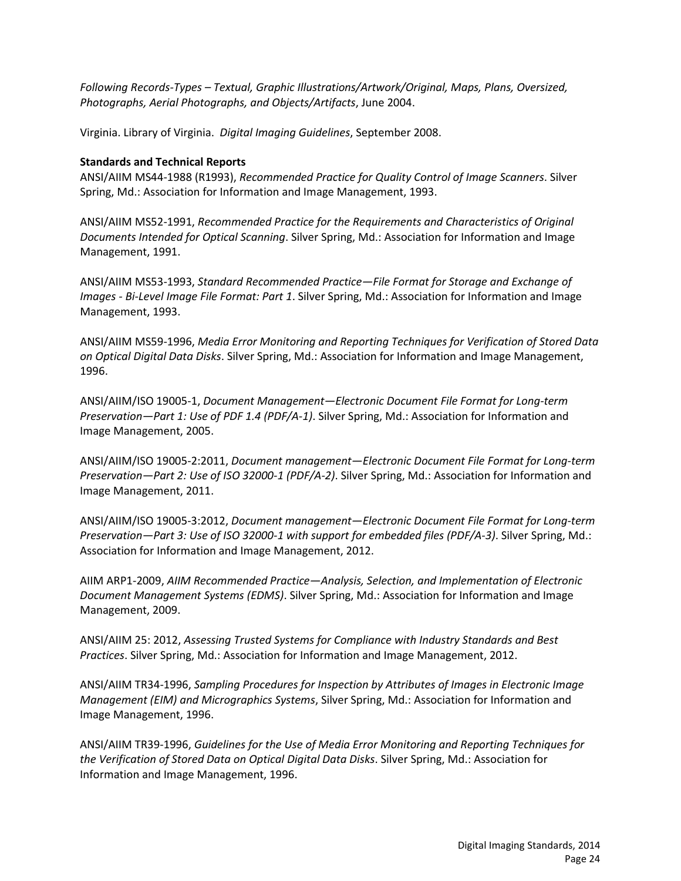*Following Records-Types – Textual, Graphic Illustrations/Artwork/Original, Maps, Plans, Oversized, Photographs, Aerial Photographs, and Objects/Artifacts*, June 2004.

Virginia. Library of Virginia. *Digital Imaging Guidelines*, September 2008.

**Standards and Technical Reports**

ANSI/AIIM MS44-1988 (R1993), *Recommended Practice for Quality Control of Image Scanners*. Silver Spring, Md.: Association for Information and Image Management, 1993.

ANSI/AIIM MS52-1991, *Recommended Practice for the Requirements and Characteristics of Original Documents Intended for Optical Scanning*. Silver Spring, Md.: Association for Information and Image Management, 1991.

ANSI/AIIM MS53-1993, *Standard Recommended Practice—File Format for Storage and Exchange of Images - Bi-Level Image File Format: Part 1*. Silver Spring, Md.: Association for Information and Image Management, 1993.

ANSI/AIIM MS59-1996, *Media Error Monitoring and Reporting Techniques for Verification of Stored Data on Optical Digital Data Disks*. Silver Spring, Md.: Association for Information and Image Management, 1996.

ANSI/AIIM/ISO 19005-1, *Document Management—Electronic Document File Format for Long-term Preservation—Part 1: Use of PDF 1.4 (PDF/A-1)*. Silver Spring, Md.: Association for Information and Image Management, 2005.

ANSI/AIIM/ISO 19005-2:2011, *Document management—Electronic Document File Format for Long-term Preservation—Part 2: Use of ISO 32000-1 (PDF/A-2)*. Silver Spring, Md.: Association for Information and Image Management, 2011.

ANSI/AIIM/ISO 19005-3:2012, *Document management—Electronic Document File Format for Long-term Preservation—Part 3: Use of ISO 32000-1 with support for embedded files (PDF/A-3)*. Silver Spring, Md.: Association for Information and Image Management, 2012.

AIIM ARP1-2009, *AIIM Recommended Practice—Analysis, Selection, and Implementation of Electronic Document Management Systems (EDMS)*. Silver Spring, Md.: Association for Information and Image Management, 2009.

ANSI/AIIM 25: 2012, *Assessing Trusted Systems for Compliance with Industry Standards and Best Practices*. Silver Spring, Md.: Association for Information and Image Management, 2012.

ANSI/AIIM TR34-1996, *Sampling Procedures for Inspection by Attributes of Images in Electronic Image Management (EIM) and Micrographics Systems*, Silver Spring, Md.: Association for Information and Image Management, 1996.

ANSI/AIIM TR39-1996, *Guidelines for the Use of Media Error Monitoring and Reporting Techniques for the Verification of Stored Data on Optical Digital Data Disks*. Silver Spring, Md.: Association for Information and Image Management, 1996.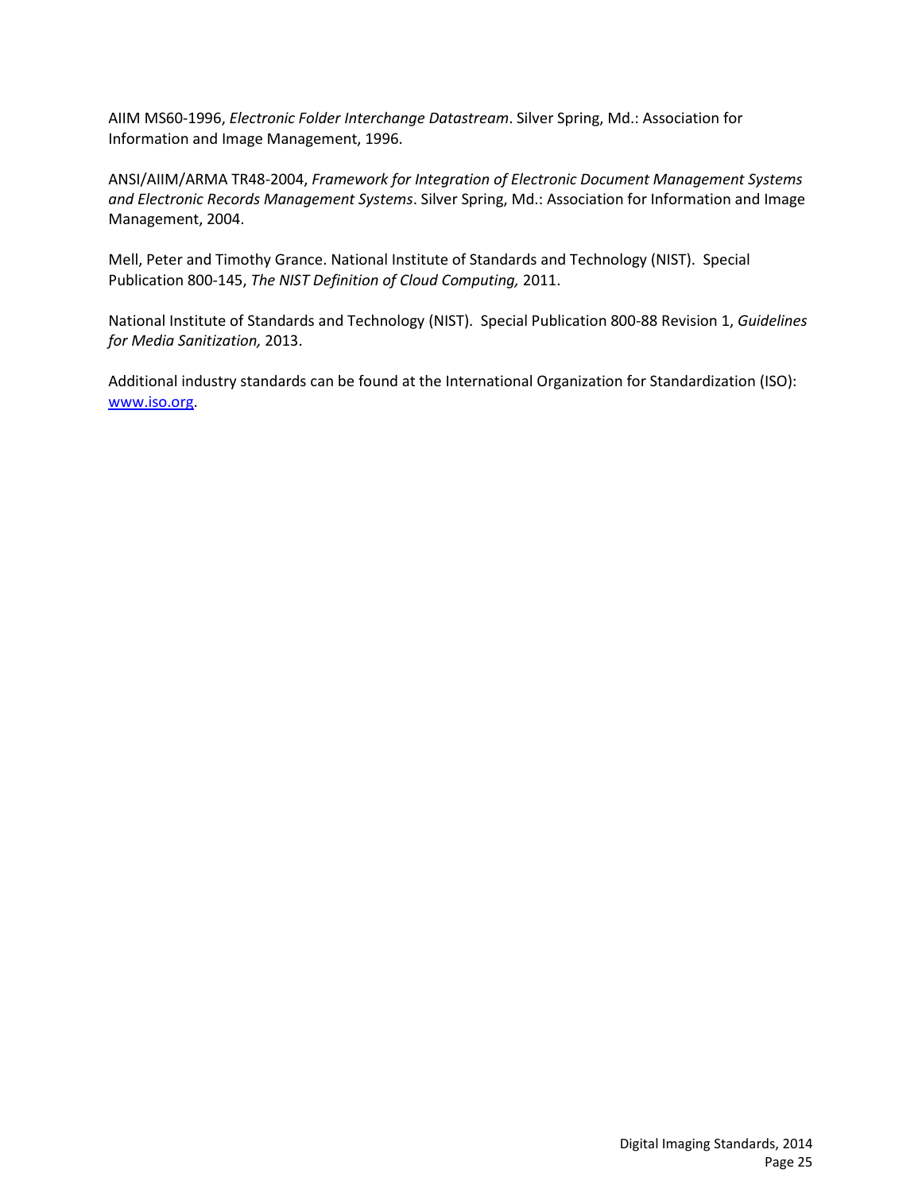AIIM MS60-1996, *Electronic Folder Interchange Datastream*. Silver Spring, Md.: Association for Information and Image Management, 1996.

ANSI/AIIM/ARMA TR48-2004, *Framework for Integration of Electronic Document Management Systems and Electronic Records Management Systems*. Silver Spring, Md.: Association for Information and Image Management, 2004.

Mell, Peter and Timothy Grance. National Institute of Standards and Technology (NIST). Special Publication 800-145, *The NIST Definition of Cloud Computing,* 2011.

National Institute of Standards and Technology (NIST). Special Publication 800-88 Revision 1, *Guidelines for Media Sanitization,* 2013.

Additional industry standards can be found at the International Organization for Standardization (ISO): [www.iso.org](http://www.iso.org).